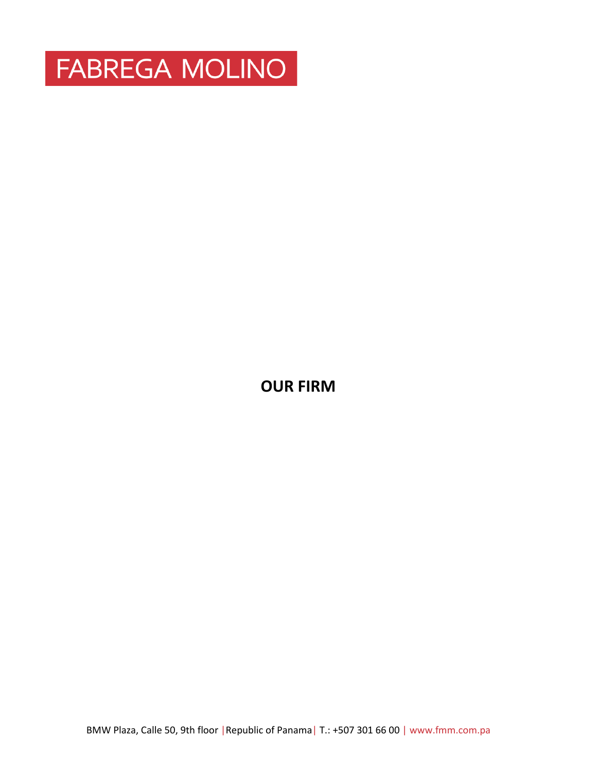# FABREGA MOLINO

## OUR FIRM

BMW Plaza, Calle 50, 9th floor | Republic of Panama | T.: +507 301 66 00 | www.fmm.com.pa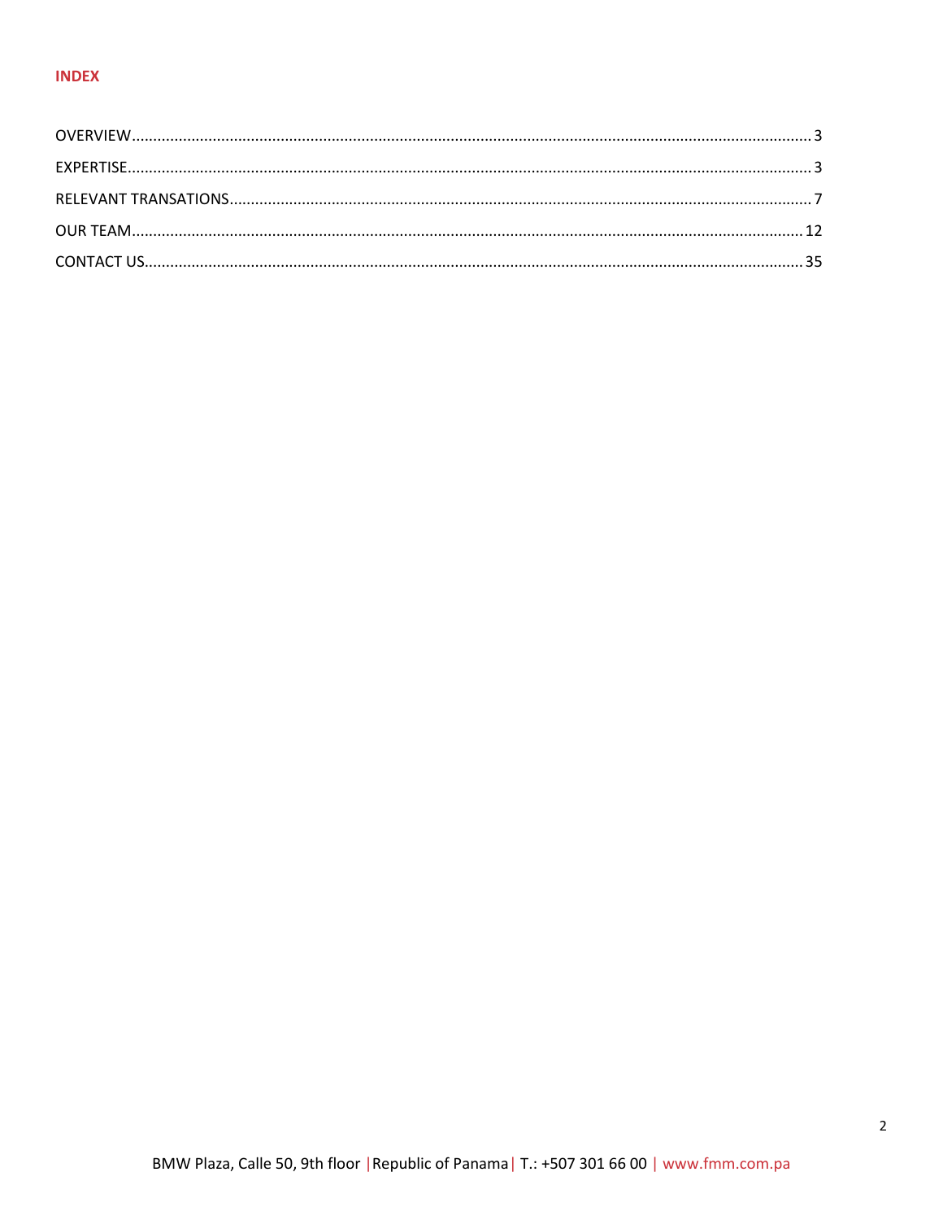## INDEX

OVERVIEW ........................................ 3

EXPERTISE ........................................ 3

RELEVANT TRANSATIONS ........................................ 7

OUR TEAM ........................................ 12

CONTACT US ........................................ 35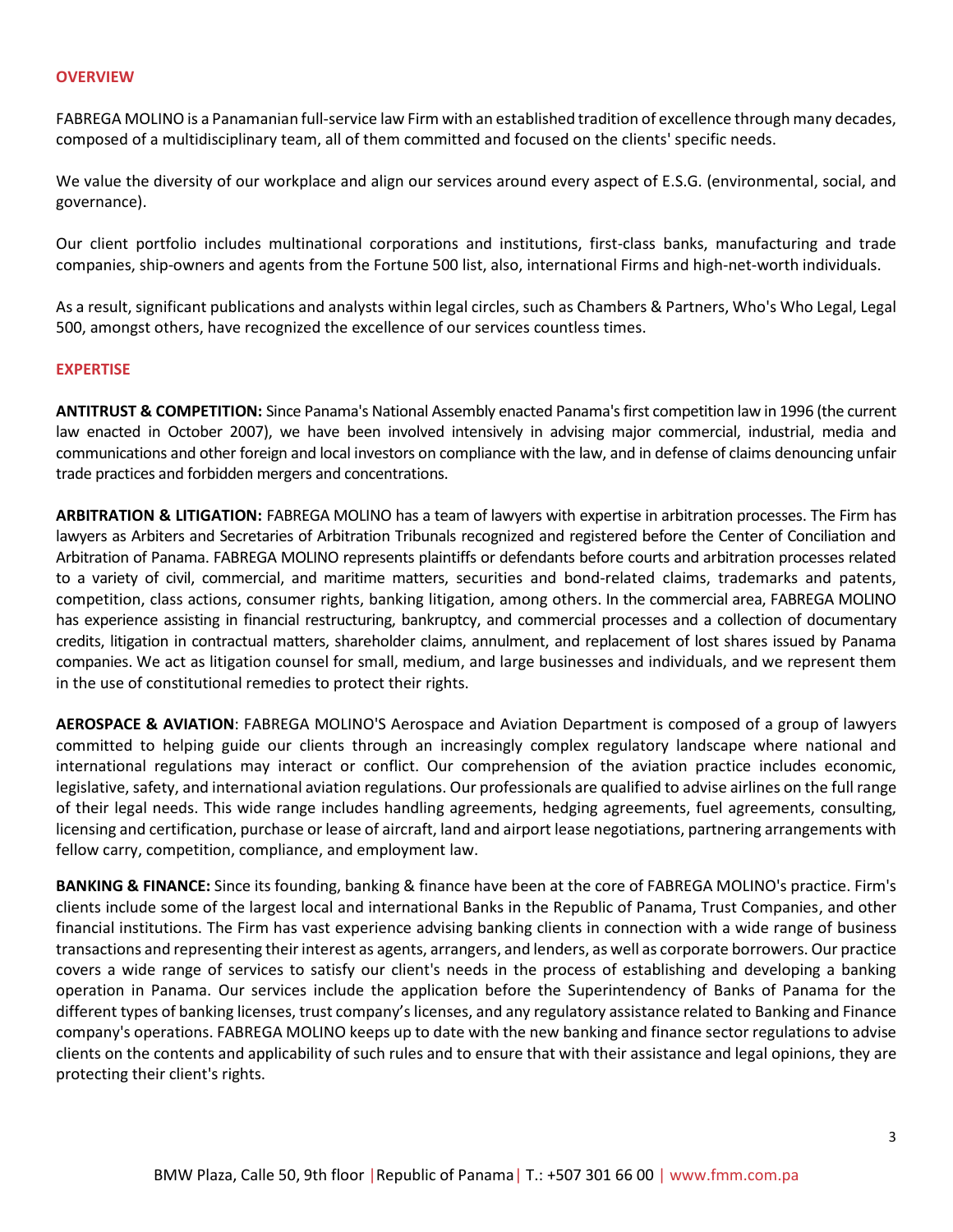## OVERVIEW

FABREGA MOLINO is a Panamanian full-service law Firm with an established tradition of excellence through many decades, composed of a multidisciplinary team, all of them committed and focused on the clients' specific needs.

We value the diversity of our workplace and align our services around every aspect of E.S.G. (environmental, social, and governance).

Our client portfolio includes multinational corporations and institutions, first-class banks, manufacturing and trade companies, ship-owners and agents from the Fortune 500 list, also, international Firms and high-net-worth individuals.

As a result, significant publications and analysts within legal circles, such as Chambers & Partners, Who's Who Legal, Legal 500, amongst others, have recognized the excellence of our services countless times.

## EXPERTISE

**ANTITRUST & COMPETITION:** Since Panama's National Assembly enacted Panama's first competition law in 1996 (the current law enacted in October 2007), we have been involved intensively in advising major commercial, industrial, media and communications and other foreign and local investors on compliance with the law, and in defense of claims denouncing unfair trade practices and forbidden mergers and concentrations.

**ARBITRATION & LITIGATION:** FABREGA MOLINO has a team of lawyers with expertise in arbitration processes. The Firm has lawyers as Arbiters and Secretaries of Arbitration Tribunals recognized and registered before the Center of Conciliation and Arbitration of Panama. FABREGA MOLINO represents plaintiffs or defendants before courts and arbitration processes related to a variety of civil, commercial, and maritime matters, securities and bond-related claims, trademarks and patents, competition, class actions, consumer rights, banking litigation, among others. In the commercial area, FABREGA MOLINO has experience assisting in financial restructuring, bankruptcy, and commercial processes and a collection of documentary credits, litigation in contractual matters, shareholder claims, annulment, and replacement of lost shares issued by Panama companies. We act as litigation counsel for small, medium, and large businesses and individuals, and we represent them in the use of constitutional remedies to protect their rights.

**AEROSPACE & AVIATION**: FABREGA MOLINO'S Aerospace and Aviation Department is composed of a group of lawyers committed to helping guide our clients through an increasingly complex regulatory landscape where national and international regulations may interact or conflict. Our comprehension of the aviation practice includes economic, legislative, safety, and international aviation regulations. Our professionals are qualified to advise airlines on the full range of their legal needs. This wide range includes handling agreements, hedging agreements, fuel agreements, consulting, licensing and certification, purchase or lease of aircraft, land and airport lease negotiations, partnering arrangements with fellow carry, competition, compliance, and employment law.

**BANKING & FINANCE:** Since its founding, banking & finance have been at the core of FABREGA MOLINO's practice. Firm's clients include some of the largest local and international Banks in the Republic of Panama, Trust Companies, and other financial institutions. The Firm has vast experience advising banking clients in connection with a wide range of business transactions and representing their interest as agents, arrangers, and lenders, as well as corporate borrowers. Our practice covers a wide range of services to satisfy our client's needs in the process of establishing and developing a banking operation in Panama. Our services include the application before the Superintendency of Banks of Panama for the different types of banking licenses, trust company's licenses, and any regulatory assistance related to Banking and Finance company's operations. FABREGA MOLINO keeps up to date with the new banking and finance sector regulations to advise clients on the contents and applicability of such rules and to ensure that with their assistance and legal opinions, they are protecting their client's rights.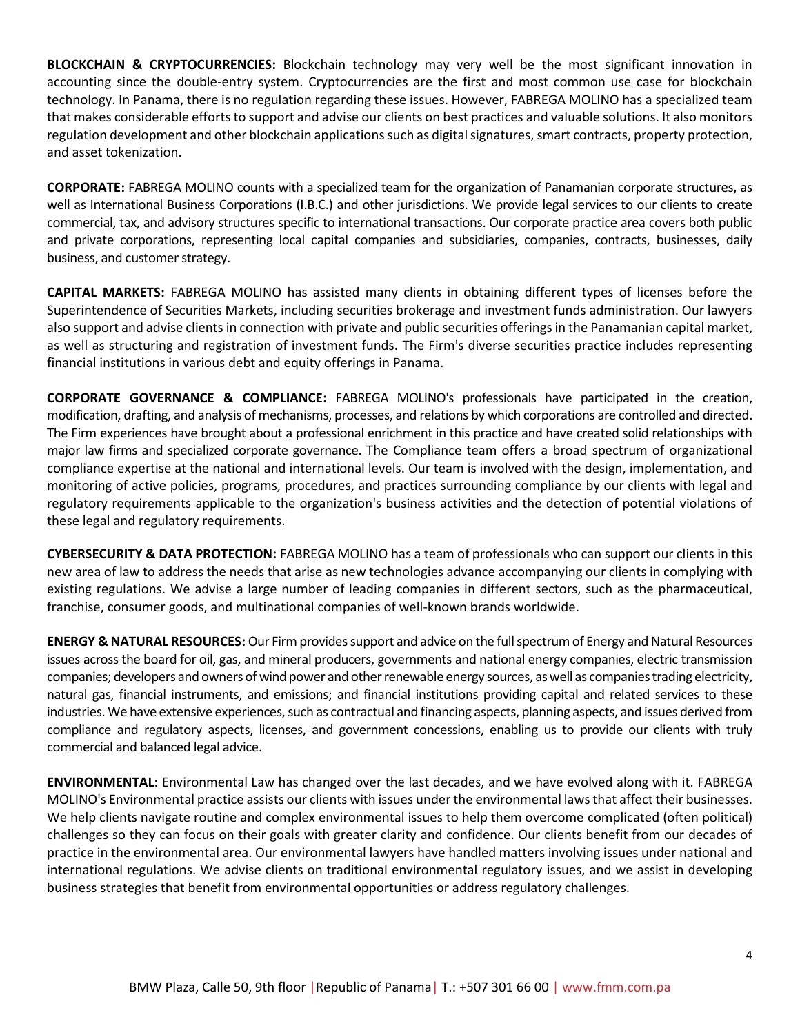**BLOCKCHAIN & CRYPTOCURRENCIES:** Blockchain technology may very well be the most significant innovation in accounting since the double-entry system. Cryptocurrencies are the first and most common use case for blockchain technology. In Panama, there is no regulation regarding these issues. However, FABREGA MOLINO has a specialized team that makes considerable efforts to support and advise our clients on best practices and valuable solutions. It also monitors regulation development and other blockchain applications such as digital signatures, smart contracts, property protection, and asset tokenization.

**CORPORATE:** FABREGA MOLINO counts with a specialized team for the organization of Panamanian corporate structures, as well as International Business Corporations (I.B.C.) and other jurisdictions. We provide legal services to our clients to create commercial, tax, and advisory structures specific to international transactions. Our corporate practice area covers both public and private corporations, representing local capital companies and subsidiaries, companies, contracts, businesses, daily business, and customer strategy.

**CAPITAL MARKETS:** FABREGA MOLINO has assisted many clients in obtaining different types of licenses before the Superintendence of Securities Markets, including securities brokerage and investment funds administration. Our lawyers also support and advise clients in connection with private and public securities offerings in the Panamanian capital market, as well as structuring and registration of investment funds. The Firm's diverse securities practice includes representing financial institutions in various debt and equity offerings in Panama.

**CORPORATE GOVERNANCE & COMPLIANCE:** FABREGA MOLINO's professionals have participated in the creation, modification, drafting, and analysis of mechanisms, processes, and relations by which corporations are controlled and directed. The Firm experiences have brought about a professional enrichment in this practice and have created solid relationships with major law firms and specialized corporate governance. The Compliance team offers a broad spectrum of organizational compliance expertise at the national and international levels. Our team is involved with the design, implementation, and monitoring of active policies, programs, procedures, and practices surrounding compliance by our clients with legal and regulatory requirements applicable to the organization's business activities and the detection of potential violations of these legal and regulatory requirements.

**CYBERSECURITY & DATA PROTECTION:** FABREGA MOLINO has a team of professionals who can support our clients in this new area of law to address the needs that arise as new technologies advance accompanying our clients in complying with existing regulations. We advise a large number of leading companies in different sectors, such as the pharmaceutical, franchise, consumer goods, and multinational companies of well-known brands worldwide.

**ENERGY & NATURAL RESOURCES:** Our Firm provides support and advice on the full spectrum of Energy and Natural Resources issues across the board for oil, gas, and mineral producers, governments and national energy companies, electric transmission companies; developers and owners of wind power and other renewable energy sources, as well as companies trading electricity, natural gas, financial instruments, and emissions; and financial institutions providing capital and related services to these industries. We have extensive experiences, such as contractual and financing aspects, planning aspects, and issues derived from compliance and regulatory aspects, licenses, and government concessions, enabling us to provide our clients with truly commercial and balanced legal advice.

**ENVIRONMENTAL:** Environmental Law has changed over the last decades, and we have evolved along with it. FABREGA MOLINO's Environmental practice assists our clients with issues under the environmental laws that affect their businesses. We help clients navigate routine and complex environmental issues to help them overcome complicated (often political) challenges so they can focus on their goals with greater clarity and confidence. Our clients benefit from our decades of practice in the environmental area. Our environmental lawyers have handled matters involving issues under national and international regulations. We advise clients on traditional environmental regulatory issues, and we assist in developing business strategies that benefit from environmental opportunities or address regulatory challenges.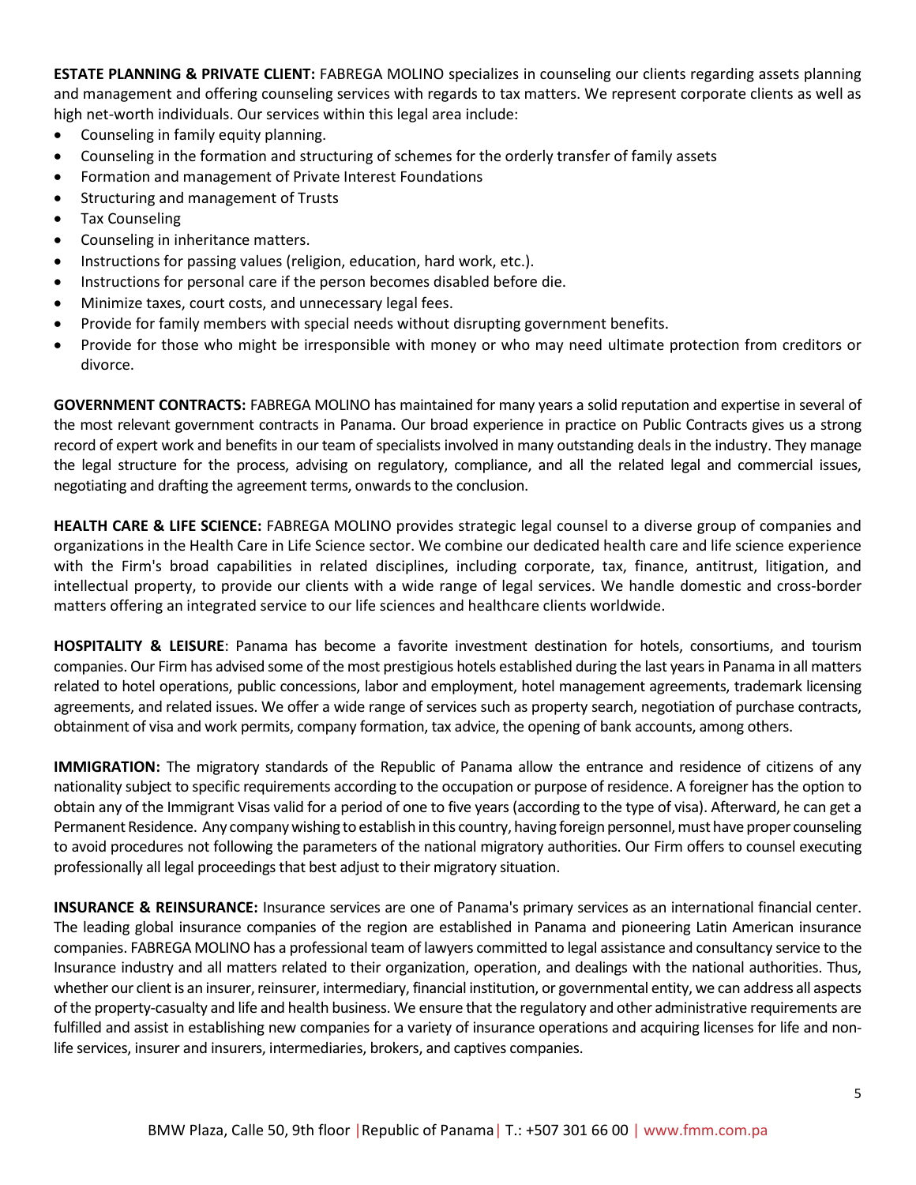**ESTATE PLANNING & PRIVATE CLIENT:** FABREGA MOLINO specializes in counseling our clients regarding assets planning and management and offering counseling services with regards to tax matters. We represent corporate clients as well as high net-worth individuals. Our services within this legal area include:

- Counseling in family equity planning.
- Counseling in the formation and structuring of schemes for the orderly transfer of family assets
- Formation and management of Private Interest Foundations
- Structuring and management of Trusts
- Tax Counseling
- Counseling in inheritance matters.
- Instructions for passing values (religion, education, hard work, etc.).
- Instructions for personal care if the person becomes disabled before die.
- Minimize taxes, court costs, and unnecessary legal fees.
- Provide for family members with special needs without disrupting government benefits.
- Provide for those who might be irresponsible with money or who may need ultimate protection from creditors or divorce.

**GOVERNMENT CONTRACTS:** FABREGA MOLINO has maintained for many years a solid reputation and expertise in several of the most relevant government contracts in Panama. Our broad experience in practice on Public Contracts gives us a strong record of expert work and benefits in our team of specialists involved in many outstanding deals in the industry. They manage the legal structure for the process, advising on regulatory, compliance, and all the related legal and commercial issues, negotiating and drafting the agreement terms, onwards to the conclusion.

**HEALTH CARE & LIFE SCIENCE:** FABREGA MOLINO provides strategic legal counsel to a diverse group of companies and organizations in the Health Care in Life Science sector. We combine our dedicated health care and life science experience with the Firm's broad capabilities in related disciplines, including corporate, tax, finance, antitrust, litigation, and intellectual property, to provide our clients with a wide range of legal services. We handle domestic and cross-border matters offering an integrated service to our life sciences and healthcare clients worldwide.

**HOSPITALITY & LEISURE**: Panama has become a favorite investment destination for hotels, consortiums, and tourism companies. Our Firm has advised some of the most prestigious hotels established during the last years in Panama in all matters related to hotel operations, public concessions, labor and employment, hotel management agreements, trademark licensing agreements, and related issues. We offer a wide range of services such as property search, negotiation of purchase contracts, obtainment of visa and work permits, company formation, tax advice, the opening of bank accounts, among others.

**IMMIGRATION:** The migratory standards of the Republic of Panama allow the entrance and residence of citizens of any nationality subject to specific requirements according to the occupation or purpose of residence. A foreigner has the option to obtain any of the Immigrant Visas valid for a period of one to five years (according to the type of visa). Afterward, he can get a Permanent Residence. Any company wishing to establish in this country, having foreign personnel, must have proper counseling to avoid procedures not following the parameters of the national migratory authorities. Our Firm offers to counsel executing professionally all legal proceedings that best adjust to their migratory situation.

**INSURANCE & REINSURANCE:** Insurance services are one of Panama's primary services as an international financial center. The leading global insurance companies of the region are established in Panama and pioneering Latin American insurance companies. FABREGA MOLINO has a professional team of lawyers committed to legal assistance and consultancy service to the Insurance industry and all matters related to their organization, operation, and dealings with the national authorities. Thus, whether our client is an insurer, reinsurer, intermediary, financial institution, or governmental entity, we can address all aspects of the property-casualty and life and health business. We ensure that the regulatory and other administrative requirements are fulfilled and assist in establishing new companies for a variety of insurance operations and acquiring licenses for life and non-life services, insurer and insurers, intermediaries, brokers, and captives companies.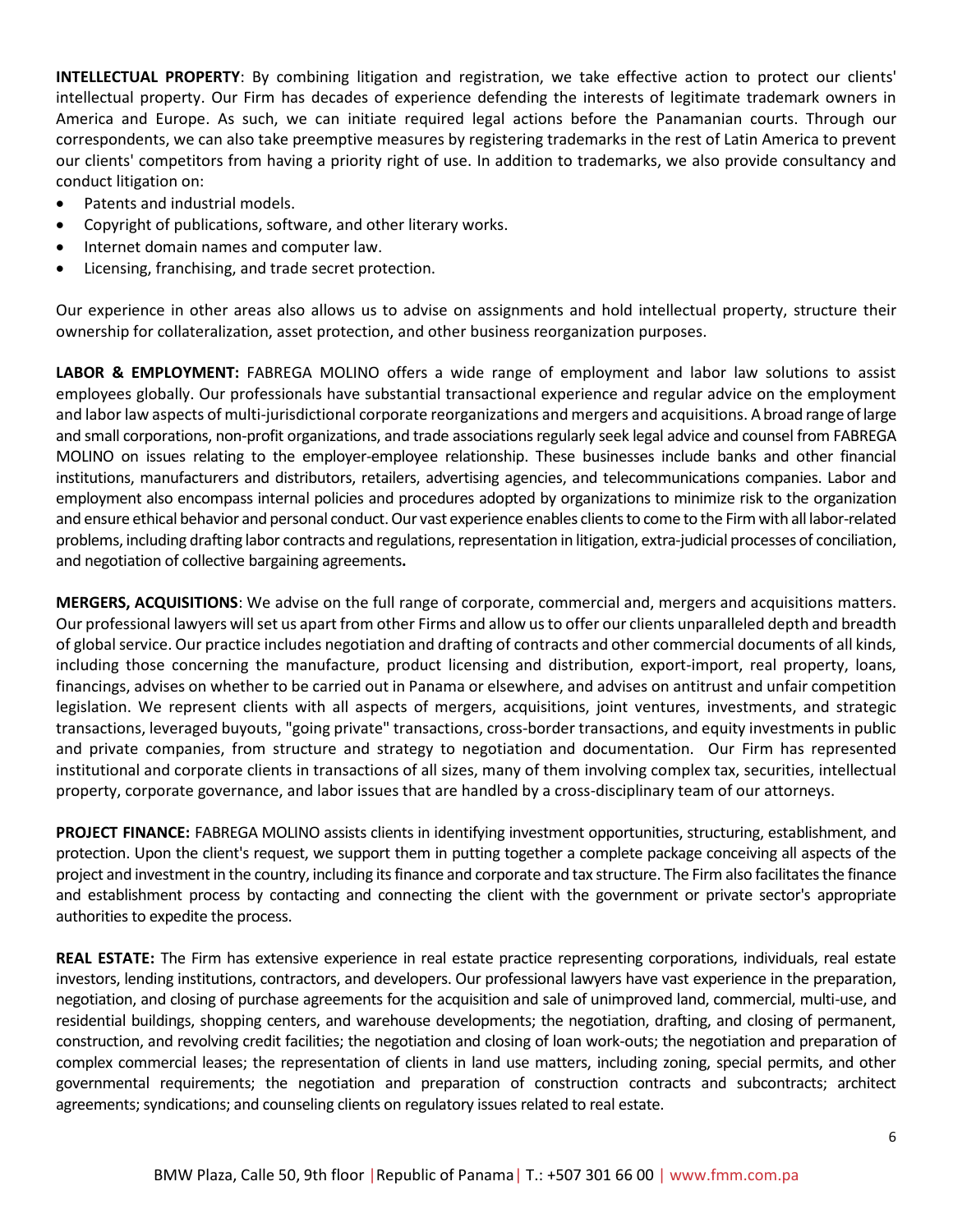**INTELLECTUAL PROPERTY**: By combining litigation and registration, we take effective action to protect our clients' intellectual property. Our Firm has decades of experience defending the interests of legitimate trademark owners in America and Europe. As such, we can initiate required legal actions before the Panamanian courts. Through our correspondents, we can also take preemptive measures by registering trademarks in the rest of Latin America to prevent our clients' competitors from having a priority right of use. In addition to trademarks, we also provide consultancy and conduct litigation on:

- Patents and industrial models.
- Copyright of publications, software, and other literary works.
- Internet domain names and computer law.
- Licensing, franchising, and trade secret protection.

Our experience in other areas also allows us to advise on assignments and hold intellectual property, structure their ownership for collateralization, asset protection, and other business reorganization purposes.

**LABOR & EMPLOYMENT:** FABREGA MOLINO offers a wide range of employment and labor law solutions to assist employees globally. Our professionals have substantial transactional experience and regular advice on the employment and labor law aspects of multi-jurisdictional corporate reorganizations and mergers and acquisitions. A broad range of large and small corporations, non-profit organizations, and trade associations regularly seek legal advice and counsel from FABREGA MOLINO on issues relating to the employer-employee relationship. These businesses include banks and other financial institutions, manufacturers and distributors, retailers, advertising agencies, and telecommunications companies. Labor and employment also encompass internal policies and procedures adopted by organizations to minimize risk to the organization and ensure ethical behavior and personal conduct. Our vast experience enables clients to come to the Firm with all labor-related problems, including drafting labor contracts and regulations, representation in litigation, extra-judicial processes of conciliation, and negotiation of collective bargaining agreements**.**

**MERGERS, ACQUISITIONS**: We advise on the full range of corporate, commercial and, mergers and acquisitions matters. Our professional lawyers will set us apart from other Firms and allow us to offer our clients unparalleled depth and breadth of global service. Our practice includes negotiation and drafting of contracts and other commercial documents of all kinds, including those concerning the manufacture, product licensing and distribution, export-import, real property, loans, financings, advises on whether to be carried out in Panama or elsewhere, and advises on antitrust and unfair competition legislation. We represent clients with all aspects of mergers, acquisitions, joint ventures, investments, and strategic transactions, leveraged buyouts, "going private" transactions, cross-border transactions, and equity investments in public and private companies, from structure and strategy to negotiation and documentation. Our Firm has represented institutional and corporate clients in transactions of all sizes, many of them involving complex tax, securities, intellectual property, corporate governance, and labor issues that are handled by a cross-disciplinary team of our attorneys.

**PROJECT FINANCE:** FABREGA MOLINO assists clients in identifying investment opportunities, structuring, establishment, and protection. Upon the client's request, we support them in putting together a complete package conceiving all aspects of the project and investment in the country, including its finance and corporate and tax structure. The Firm also facilitates the finance and establishment process by contacting and connecting the client with the government or private sector's appropriate authorities to expedite the process.

**REAL ESTATE:** The Firm has extensive experience in real estate practice representing corporations, individuals, real estate investors, lending institutions, contractors, and developers. Our professional lawyers have vast experience in the preparation, negotiation, and closing of purchase agreements for the acquisition and sale of unimproved land, commercial, multi-use, and residential buildings, shopping centers, and warehouse developments; the negotiation, drafting, and closing of permanent, construction, and revolving credit facilities; the negotiation and closing of loan work-outs; the negotiation and preparation of complex commercial leases; the representation of clients in land use matters, including zoning, special permits, and other governmental requirements; the negotiation and preparation of construction contracts and subcontracts; architect agreements; syndications; and counseling clients on regulatory issues related to real estate.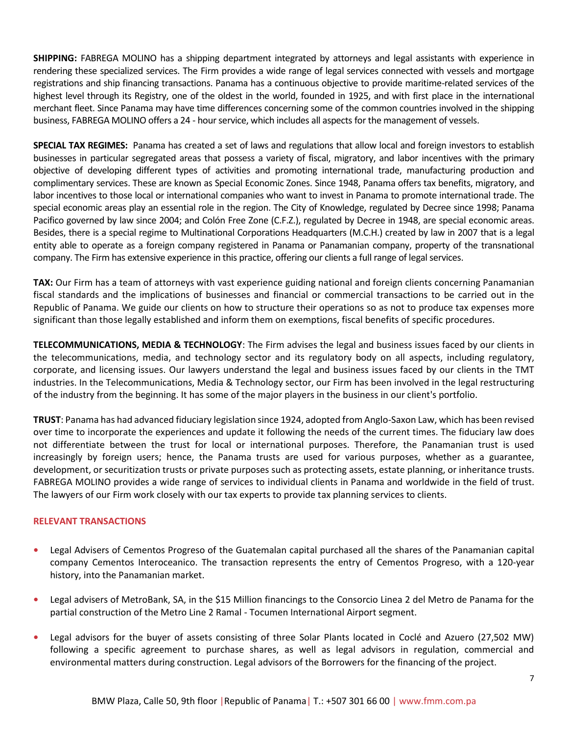**SHIPPING:** FABREGA MOLINO has a shipping department integrated by attorneys and legal assistants with experience in rendering these specialized services. The Firm provides a wide range of legal services connected with vessels and mortgage registrations and ship financing transactions. Panama has a continuous objective to provide maritime-related services of the highest level through its Registry, one of the oldest in the world, founded in 1925, and with first place in the international merchant fleet. Since Panama may have time differences concerning some of the common countries involved in the shipping business, FABREGA MOLINO offers a 24 - hour service, which includes all aspects for the management of vessels.

**SPECIAL TAX REGIMES:** Panama has created a set of laws and regulations that allow local and foreign investors to establish businesses in particular segregated areas that possess a variety of fiscal, migratory, and labor incentives with the primary objective of developing different types of activities and promoting international trade, manufacturing production and complimentary services. These are known as Special Economic Zones. Since 1948, Panama offers tax benefits, migratory, and labor incentives to those local or international companies who want to invest in Panama to promote international trade. The special economic areas play an essential role in the region. The City of Knowledge, regulated by Decree since 1998; Panama Pacifico governed by law since 2004; and Colón Free Zone (C.F.Z.), regulated by Decree in 1948, are special economic areas. Besides, there is a special regime to Multinational Corporations Headquarters (M.C.H.) created by law in 2007 that is a legal entity able to operate as a foreign company registered in Panama or Panamanian company, property of the transnational company. The Firm has extensive experience in this practice, offering our clients a full range of legal services.

**TAX:** Our Firm has a team of attorneys with vast experience guiding national and foreign clients concerning Panamanian fiscal standards and the implications of businesses and financial or commercial transactions to be carried out in the Republic of Panama. We guide our clients on how to structure their operations so as not to produce tax expenses more significant than those legally established and inform them on exemptions, fiscal benefits of specific procedures.

**TELECOMMUNICATIONS, MEDIA & TECHNOLOGY**: The Firm advises the legal and business issues faced by our clients in the telecommunications, media, and technology sector and its regulatory body on all aspects, including regulatory, corporate, and licensing issues. Our lawyers understand the legal and business issues faced by our clients in the TMT industries. In the Telecommunications, Media & Technology sector, our Firm has been involved in the legal restructuring of the industry from the beginning. It has some of the major players in the business in our client's portfolio.

**TRUST**: Panama has had advanced fiduciary legislation since 1924, adopted from Anglo-Saxon Law, which has been revised over time to incorporate the experiences and update it following the needs of the current times. The fiduciary law does not differentiate between the trust for local or international purposes. Therefore, the Panamanian trust is used increasingly by foreign users; hence, the Panama trusts are used for various purposes, whether as a guarantee, development, or securitization trusts or private purposes such as protecting assets, estate planning, or inheritance trusts. FABREGA MOLINO provides a wide range of services to individual clients in Panama and worldwide in the field of trust. The lawyers of our Firm work closely with our tax experts to provide tax planning services to clients.

## RELEVANT TRANSACTIONS

- Legal Advisers of Cementos Progreso of the Guatemalan capital purchased all the shares of the Panamanian capital company Cementos Interoceanico. The transaction represents the entry of Cementos Progreso, with a 120-year history, into the Panamanian market.
- Legal advisers of MetroBank, SA, in the $15 Million financings to the Consorcio Linea 2 del Metro de Panama for the partial construction of the Metro Line 2 Ramal - Tocumen International Airport segment.
- Legal advisors for the buyer of assets consisting of three Solar Plants located in Coclé and Azuero (27,502 MW) following a specific agreement to purchase shares, as well as legal advisors in regulation, commercial and environmental matters during construction. Legal advisors of the Borrowers for the financing of the project.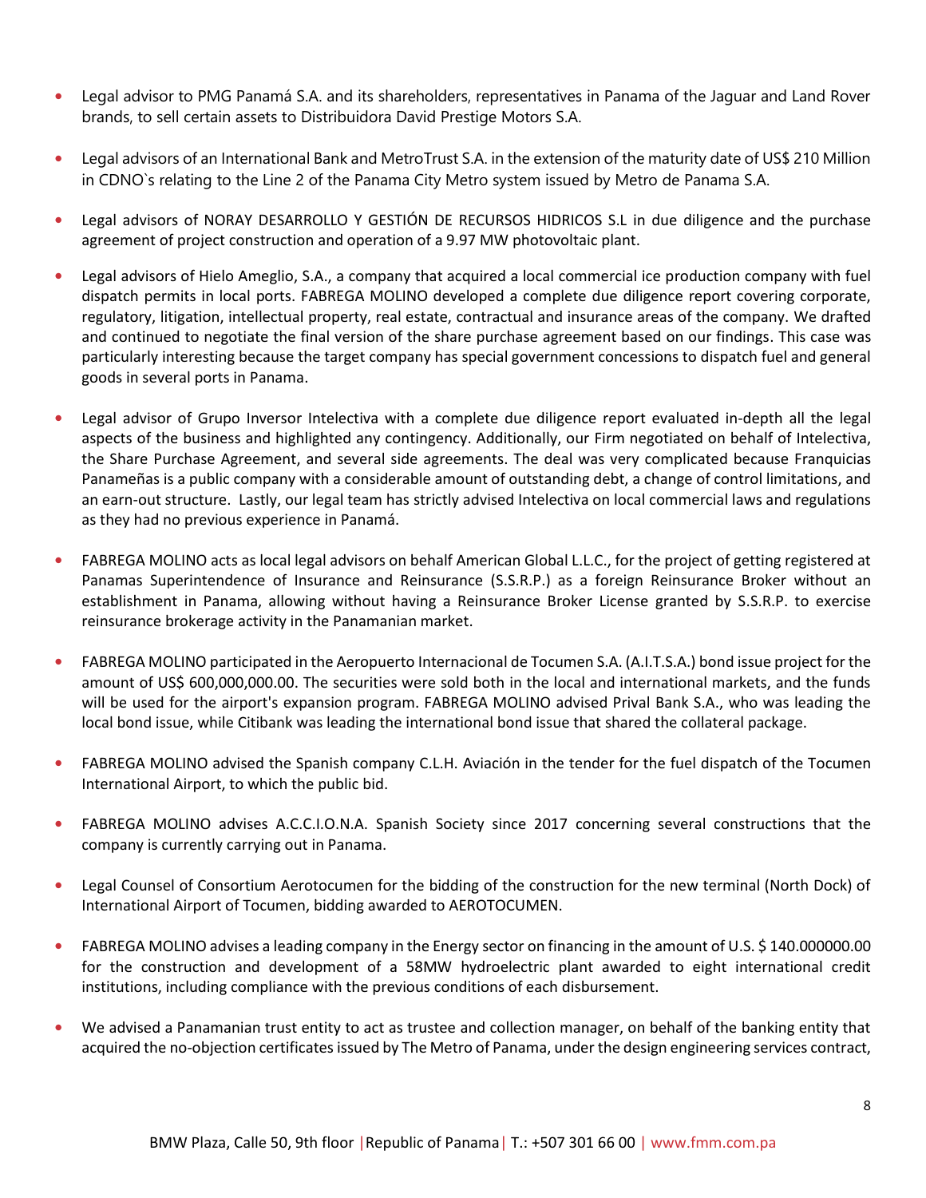- Legal advisor to PMG Panamá S.A. and its shareholders, representatives in Panama of the Jaguar and Land Rover brands, to sell certain assets to Distribuidora David Prestige Motors S.A.

- Legal advisors of an International Bank and MetroTrust S.A. in the extension of the maturity date of US$ 210 Million in CDNO`s relating to the Line 2 of the Panama City Metro system issued by Metro de Panama S.A.

- Legal advisors of NORAY DESARROLLO Y GESTIÓN DE RECURSOS HIDRICOS S.L in due diligence and the purchase agreement of project construction and operation of a 9.97 MW photovoltaic plant.

- Legal advisors of Hielo Ameglio, S.A., a company that acquired a local commercial ice production company with fuel dispatch permits in local ports. FABREGA MOLINO developed a complete due diligence report covering corporate, regulatory, litigation, intellectual property, real estate, contractual and insurance areas of the company. We drafted and continued to negotiate the final version of the share purchase agreement based on our findings. This case was particularly interesting because the target company has special government concessions to dispatch fuel and general goods in several ports in Panama.

- Legal advisor of Grupo Inversor Intelectiva with a complete due diligence report evaluated in-depth all the legal aspects of the business and highlighted any contingency. Additionally, our Firm negotiated on behalf of Intelectiva, the Share Purchase Agreement, and several side agreements. The deal was very complicated because Franquicias Panameñas is a public company with a considerable amount of outstanding debt, a change of control limitations, and an earn-out structure. Lastly, our legal team has strictly advised Intelectiva on local commercial laws and regulations as they had no previous experience in Panamá.

- FABREGA MOLINO acts as local legal advisors on behalf American Global L.L.C., for the project of getting registered at Panamas Superintendence of Insurance and Reinsurance (S.S.R.P.) as a foreign Reinsurance Broker without an establishment in Panama, allowing without having a Reinsurance Broker License granted by S.S.R.P. to exercise reinsurance brokerage activity in the Panamanian market.

- FABREGA MOLINO participated in the Aeropuerto Internacional de Tocumen S.A. (A.I.T.S.A.) bond issue project for the amount of US$ 600,000,000.00. The securities were sold both in the local and international markets, and the funds will be used for the airport's expansion program. FABREGA MOLINO advised Prival Bank S.A., who was leading the local bond issue, while Citibank was leading the international bond issue that shared the collateral package.

- FABREGA MOLINO advised the Spanish company C.L.H. Aviación in the tender for the fuel dispatch of the Tocumen International Airport, to which the public bid.

- FABREGA MOLINO advises A.C.C.I.O.N.A. Spanish Society since 2017 concerning several constructions that the company is currently carrying out in Panama.

- Legal Counsel of Consortium Aerotocumen for the bidding of the construction for the new terminal (North Dock) of International Airport of Tocumen, bidding awarded to AEROTOCUMEN.

- FABREGA MOLINO advises a leading company in the Energy sector on financing in the amount of U.S. $ 140.000000.00 for the construction and development of a 58MW hydroelectric plant awarded to eight international credit institutions, including compliance with the previous conditions of each disbursement.

- We advised a Panamanian trust entity to act as trustee and collection manager, on behalf of the banking entity that acquired the no-objection certificates issued by The Metro of Panama, under the design engineering services contract,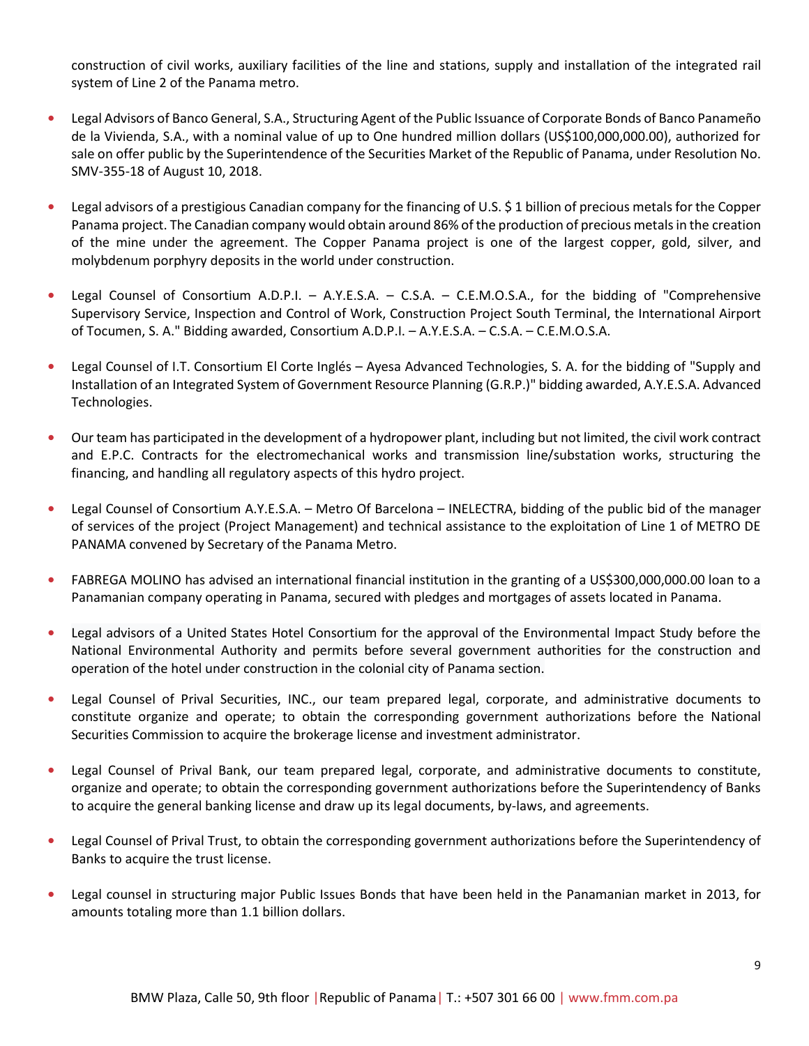construction of civil works, auxiliary facilities of the line and stations, supply and installation of the integrated rail system of Line 2 of the Panama metro.

- Legal Advisors of Banco General, S.A., Structuring Agent of the Public Issuance of Corporate Bonds of Banco Panameño de la Vivienda, S.A., with a nominal value of up to One hundred million dollars (US$100,000,000.00), authorized for sale on offer public by the Superintendence of the Securities Market of the Republic of Panama, under Resolution No. SMV-355-18 of August 10, 2018.

- Legal advisors of a prestigious Canadian company for the financing of U.S. $ 1 billion of precious metals for the Copper Panama project. The Canadian company would obtain around 86% of the production of precious metals in the creation of the mine under the agreement. The Copper Panama project is one of the largest copper, gold, silver, and molybdenum porphyry deposits in the world under construction.

- Legal Counsel of Consortium A.D.P.I. – A.Y.E.S.A. – C.S.A. – C.E.M.O.S.A., for the bidding of "Comprehensive Supervisory Service, Inspection and Control of Work, Construction Project South Terminal, the International Airport of Tocumen, S. A." Bidding awarded, Consortium A.D.P.I. – A.Y.E.S.A. – C.S.A. – C.E.M.O.S.A.

- Legal Counsel of I.T. Consortium El Corte Inglés – Ayesa Advanced Technologies, S. A. for the bidding of "Supply and Installation of an Integrated System of Government Resource Planning (G.R.P.)" bidding awarded, A.Y.E.S.A. Advanced Technologies.

- Our team has participated in the development of a hydropower plant, including but not limited, the civil work contract and E.P.C. Contracts for the electromechanical works and transmission line/substation works, structuring the financing, and handling all regulatory aspects of this hydro project.

- Legal Counsel of Consortium A.Y.E.S.A. – Metro Of Barcelona – INELECTRA, bidding of the public bid of the manager of services of the project (Project Management) and technical assistance to the exploitation of Line 1 of METRO DE PANAMA convened by Secretary of the Panama Metro.

- FABREGA MOLINO has advised an international financial institution in the granting of a US$300,000,000.00 loan to a Panamanian company operating in Panama, secured with pledges and mortgages of assets located in Panama.

- Legal advisors of a United States Hotel Consortium for the approval of the Environmental Impact Study before the National Environmental Authority and permits before several government authorities for the construction and operation of the hotel under construction in the colonial city of Panama section.

- Legal Counsel of Prival Securities, INC., our team prepared legal, corporate, and administrative documents to constitute organize and operate; to obtain the corresponding government authorizations before the National Securities Commission to acquire the brokerage license and investment administrator.

- Legal Counsel of Prival Bank, our team prepared legal, corporate, and administrative documents to constitute, organize and operate; to obtain the corresponding government authorizations before the Superintendency of Banks to acquire the general banking license and draw up its legal documents, by-laws, and agreements.

- Legal Counsel of Prival Trust, to obtain the corresponding government authorizations before the Superintendency of Banks to acquire the trust license.

- Legal counsel in structuring major Public Issues Bonds that have been held in the Panamanian market in 2013, for amounts totaling more than 1.1 billion dollars.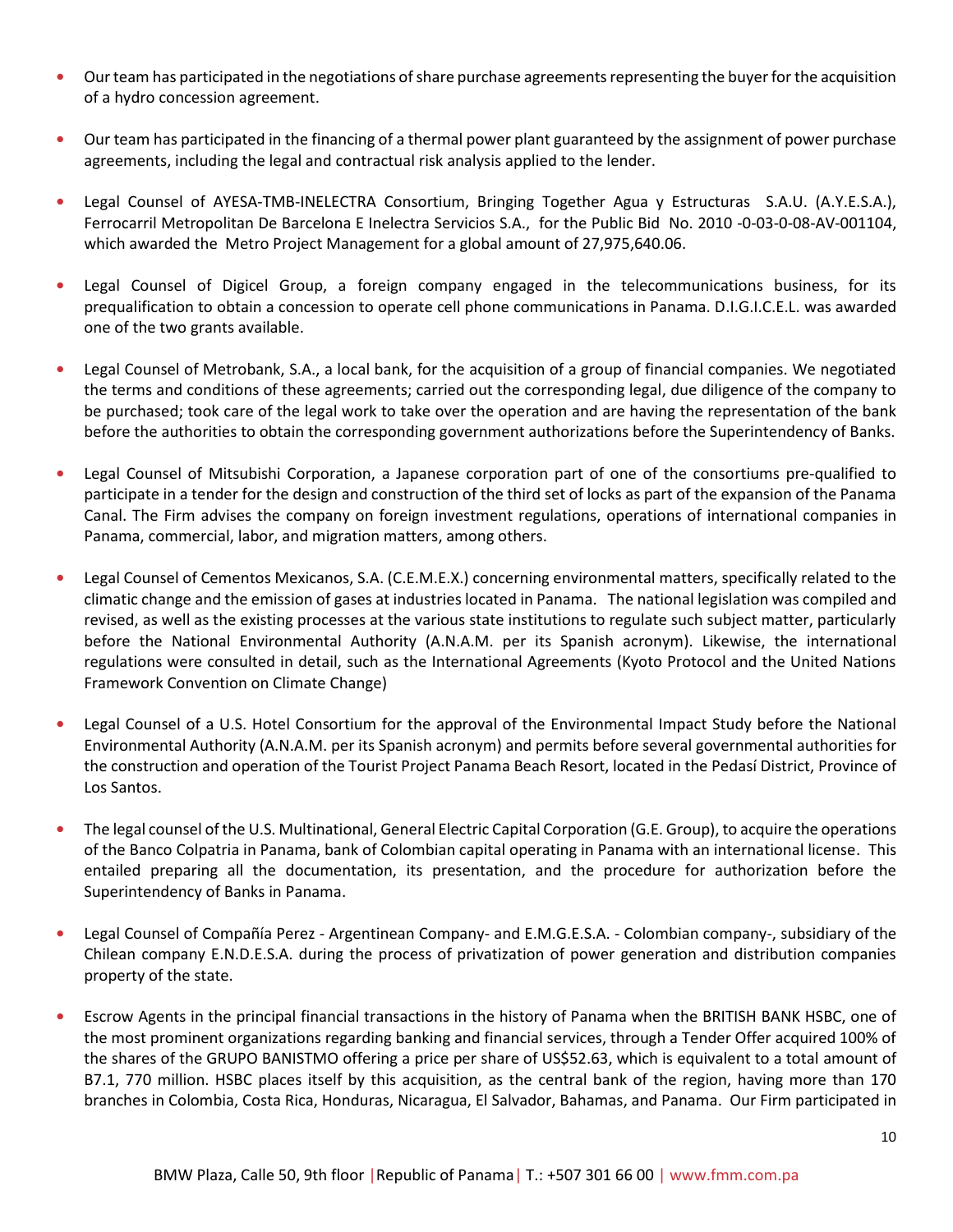- Our team has participated in the negotiations of share purchase agreements representing the buyer for the acquisition of a hydro concession agreement.

- Our team has participated in the financing of a thermal power plant guaranteed by the assignment of power purchase agreements, including the legal and contractual risk analysis applied to the lender.

- Legal Counsel of AYESA-TMB-INELECTRA Consortium, Bringing Together Agua y Estructuras S.A.U. (A.Y.E.S.A.), Ferrocarril Metropolitan De Barcelona E Inelectra Servicios S.A., for the Public Bid No. 2010 -0-03-0-08-AV-001104, which awarded the Metro Project Management for a global amount of 27,975,640.06.

- Legal Counsel of Digicel Group, a foreign company engaged in the telecommunications business, for its prequalification to obtain a concession to operate cell phone communications in Panama. D.I.G.I.C.E.L. was awarded one of the two grants available.

- Legal Counsel of Metrobank, S.A., a local bank, for the acquisition of a group of financial companies. We negotiated the terms and conditions of these agreements; carried out the corresponding legal, due diligence of the company to be purchased; took care of the legal work to take over the operation and are having the representation of the bank before the authorities to obtain the corresponding government authorizations before the Superintendency of Banks.

- Legal Counsel of Mitsubishi Corporation, a Japanese corporation part of one of the consortiums pre-qualified to participate in a tender for the design and construction of the third set of locks as part of the expansion of the Panama Canal. The Firm advises the company on foreign investment regulations, operations of international companies in Panama, commercial, labor, and migration matters, among others.

- Legal Counsel of Cementos Mexicanos, S.A. (C.E.M.E.X.) concerning environmental matters, specifically related to the climatic change and the emission of gases at industries located in Panama. The national legislation was compiled and revised, as well as the existing processes at the various state institutions to regulate such subject matter, particularly before the National Environmental Authority (A.N.A.M. per its Spanish acronym). Likewise, the international regulations were consulted in detail, such as the International Agreements (Kyoto Protocol and the United Nations Framework Convention on Climate Change)

- Legal Counsel of a U.S. Hotel Consortium for the approval of the Environmental Impact Study before the National Environmental Authority (A.N.A.M. per its Spanish acronym) and permits before several governmental authorities for the construction and operation of the Tourist Project Panama Beach Resort, located in the Pedasí District, Province of Los Santos.

- The legal counsel of the U.S. Multinational, General Electric Capital Corporation (G.E. Group), to acquire the operations of the Banco Colpatria in Panama, bank of Colombian capital operating in Panama with an international license. This entailed preparing all the documentation, its presentation, and the procedure for authorization before the Superintendency of Banks in Panama.

- Legal Counsel of Compañía Perez - Argentinean Company- and E.M.G.E.S.A. - Colombian company-, subsidiary of the Chilean company E.N.D.E.S.A. during the process of privatization of power generation and distribution companies property of the state.

- Escrow Agents in the principal financial transactions in the history of Panama when the BRITISH BANK HSBC, one of the most prominent organizations regarding banking and financial services, through a Tender Offer acquired 100% of the shares of the GRUPO BANISTMO offering a price per share of US$52.63, which is equivalent to a total amount of B7.1, 770 million. HSBC places itself by this acquisition, as the central bank of the region, having more than 170 branches in Colombia, Costa Rica, Honduras, Nicaragua, El Salvador, Bahamas, and Panama. Our Firm participated in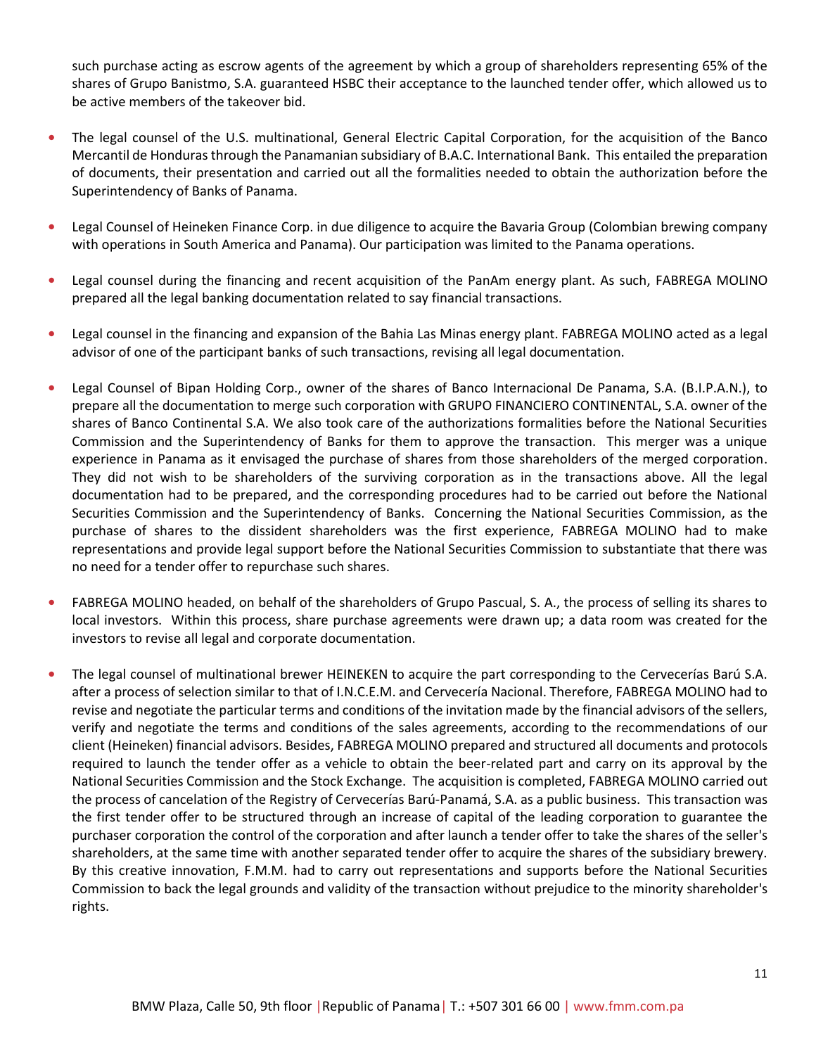such purchase acting as escrow agents of the agreement by which a group of shareholders representing 65% of the shares of Grupo Banistmo, S.A. guaranteed HSBC their acceptance to the launched tender offer, which allowed us to be active members of the takeover bid.

- The legal counsel of the U.S. multinational, General Electric Capital Corporation, for the acquisition of the Banco Mercantil de Honduras through the Panamanian subsidiary of B.A.C. International Bank. This entailed the preparation of documents, their presentation and carried out all the formalities needed to obtain the authorization before the Superintendency of Banks of Panama.

- Legal Counsel of Heineken Finance Corp. in due diligence to acquire the Bavaria Group (Colombian brewing company with operations in South America and Panama). Our participation was limited to the Panama operations.

- Legal counsel during the financing and recent acquisition of the PanAm energy plant. As such, FABREGA MOLINO prepared all the legal banking documentation related to say financial transactions.

- Legal counsel in the financing and expansion of the Bahia Las Minas energy plant. FABREGA MOLINO acted as a legal advisor of one of the participant banks of such transactions, revising all legal documentation.

- Legal Counsel of Bipan Holding Corp., owner of the shares of Banco Internacional De Panama, S.A. (B.I.P.A.N.), to prepare all the documentation to merge such corporation with GRUPO FINANCIERO CONTINENTAL, S.A. owner of the shares of Banco Continental S.A. We also took care of the authorizations formalities before the National Securities Commission and the Superintendency of Banks for them to approve the transaction. This merger was a unique experience in Panama as it envisaged the purchase of shares from those shareholders of the merged corporation. They did not wish to be shareholders of the surviving corporation as in the transactions above. All the legal documentation had to be prepared, and the corresponding procedures had to be carried out before the National Securities Commission and the Superintendency of Banks. Concerning the National Securities Commission, as the purchase of shares to the dissident shareholders was the first experience, FABREGA MOLINO had to make representations and provide legal support before the National Securities Commission to substantiate that there was no need for a tender offer to repurchase such shares.

- FABREGA MOLINO headed, on behalf of the shareholders of Grupo Pascual, S. A., the process of selling its shares to local investors. Within this process, share purchase agreements were drawn up; a data room was created for the investors to revise all legal and corporate documentation.

- The legal counsel of multinational brewer HEINEKEN to acquire the part corresponding to the Cervecerías Barú S.A. after a process of selection similar to that of I.N.C.E.M. and Cervecería Nacional. Therefore, FABREGA MOLINO had to revise and negotiate the particular terms and conditions of the invitation made by the financial advisors of the sellers, verify and negotiate the terms and conditions of the sales agreements, according to the recommendations of our client (Heineken) financial advisors. Besides, FABREGA MOLINO prepared and structured all documents and protocols required to launch the tender offer as a vehicle to obtain the beer-related part and carry on its approval by the National Securities Commission and the Stock Exchange. The acquisition is completed, FABREGA MOLINO carried out the process of cancelation of the Registry of Cervecerías Barú-Panamá, S.A. as a public business. This transaction was the first tender offer to be structured through an increase of capital of the leading corporation to guarantee the purchaser corporation the control of the corporation and after launch a tender offer to take the shares of the seller's shareholders, at the same time with another separated tender offer to acquire the shares of the subsidiary brewery. By this creative innovation, F.M.M. had to carry out representations and supports before the National Securities Commission to back the legal grounds and validity of the transaction without prejudice to the minority shareholder's rights.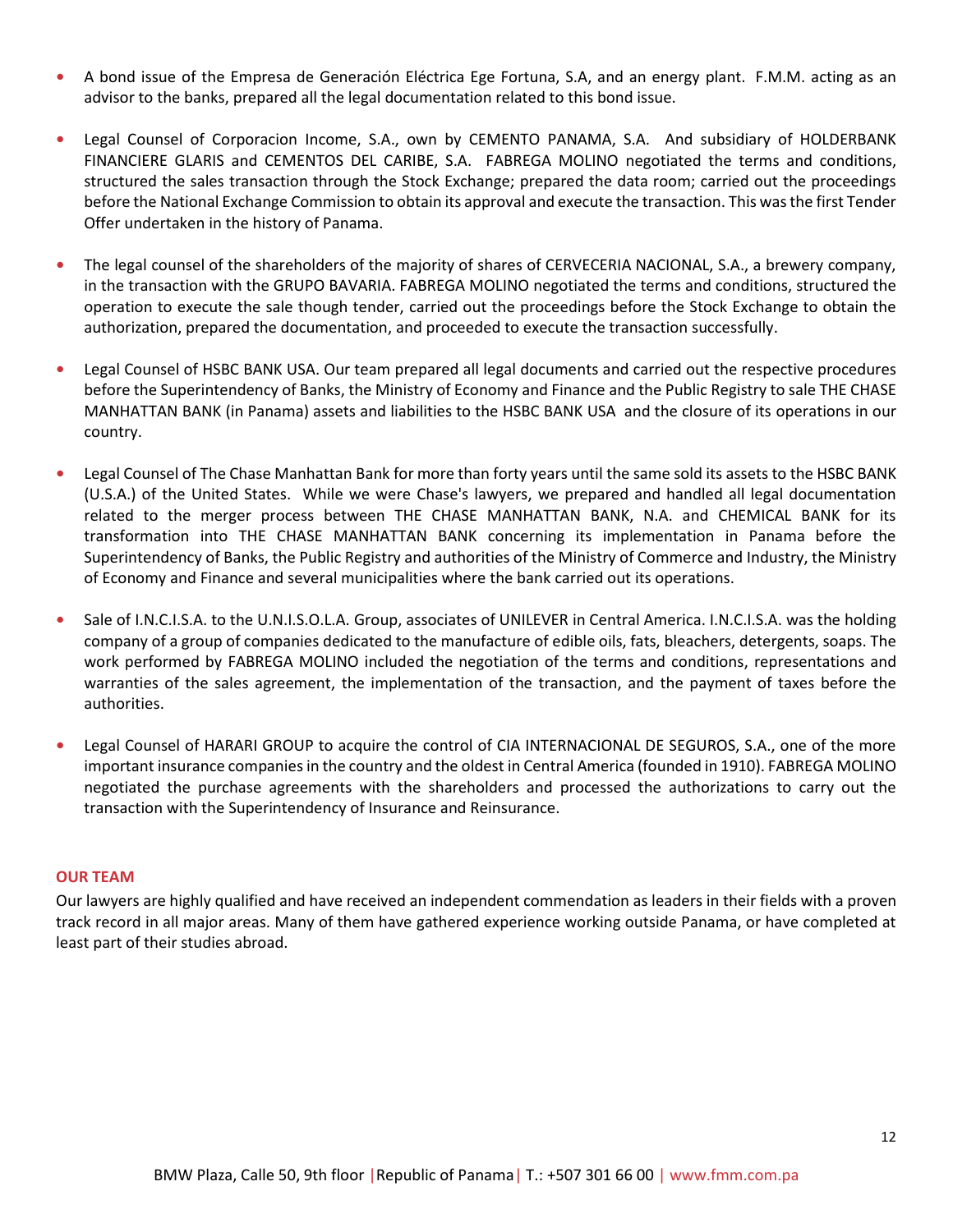- A bond issue of the Empresa de Generación Eléctrica Ege Fortuna, S.A, and an energy plant. F.M.M. acting as an advisor to the banks, prepared all the legal documentation related to this bond issue.

- Legal Counsel of Corporacion Income, S.A., own by CEMENTO PANAMA, S.A. And subsidiary of HOLDERBANK FINANCIERE GLARIS and CEMENTOS DEL CARIBE, S.A. FABREGA MOLINO negotiated the terms and conditions, structured the sales transaction through the Stock Exchange; prepared the data room; carried out the proceedings before the National Exchange Commission to obtain its approval and execute the transaction. This was the first Tender Offer undertaken in the history of Panama.

- The legal counsel of the shareholders of the majority of shares of CERVECERIA NACIONAL, S.A., a brewery company, in the transaction with the GRUPO BAVARIA. FABREGA MOLINO negotiated the terms and conditions, structured the operation to execute the sale though tender, carried out the proceedings before the Stock Exchange to obtain the authorization, prepared the documentation, and proceeded to execute the transaction successfully.

- Legal Counsel of HSBC BANK USA. Our team prepared all legal documents and carried out the respective procedures before the Superintendency of Banks, the Ministry of Economy and Finance and the Public Registry to sale THE CHASE MANHATTAN BANK (in Panama) assets and liabilities to the HSBC BANK USA and the closure of its operations in our country.

- Legal Counsel of The Chase Manhattan Bank for more than forty years until the same sold its assets to the HSBC BANK (U.S.A.) of the United States. While we were Chase's lawyers, we prepared and handled all legal documentation related to the merger process between THE CHASE MANHATTAN BANK, N.A. and CHEMICAL BANK for its transformation into THE CHASE MANHATTAN BANK concerning its implementation in Panama before the Superintendency of Banks, the Public Registry and authorities of the Ministry of Commerce and Industry, the Ministry of Economy and Finance and several municipalities where the bank carried out its operations.

- Sale of I.N.C.I.S.A. to the U.N.I.S.O.L.A. Group, associates of UNILEVER in Central America. I.N.C.I.S.A. was the holding company of a group of companies dedicated to the manufacture of edible oils, fats, bleachers, detergents, soaps. The work performed by FABREGA MOLINO included the negotiation of the terms and conditions, representations and warranties of the sales agreement, the implementation of the transaction, and the payment of taxes before the authorities.

- Legal Counsel of HARARI GROUP to acquire the control of CIA INTERNACIONAL DE SEGUROS, S.A., one of the more important insurance companies in the country and the oldest in Central America (founded in 1910). FABREGA MOLINO negotiated the purchase agreements with the shareholders and processed the authorizations to carry out the transaction with the Superintendency of Insurance and Reinsurance.

## OUR TEAM

Our lawyers are highly qualified and have received an independent commendation as leaders in their fields with a proven track record in all major areas. Many of them have gathered experience working outside Panama, or have completed at least part of their studies abroad.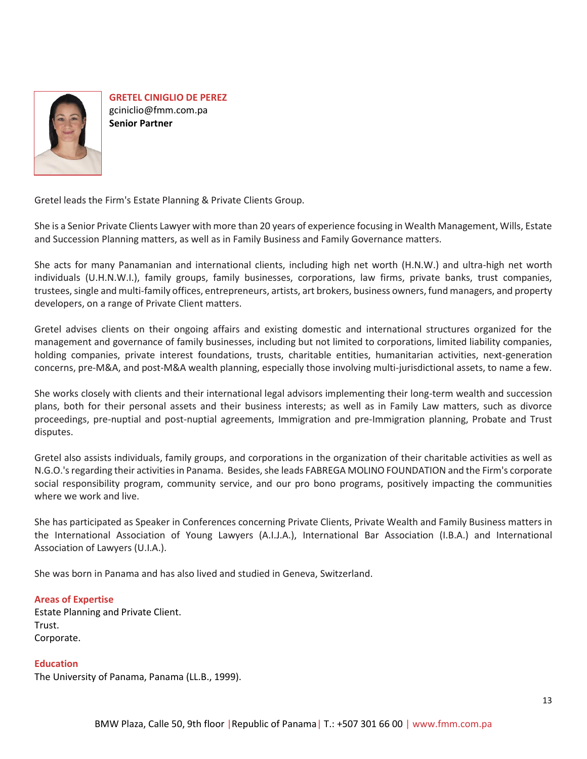## GRETEL CINIGLIO DE PEREZ

gciniclio@fmm.com.pa

**Senior Partner**

Gretel leads the Firm's Estate Planning & Private Clients Group.

She is a Senior Private Clients Lawyer with more than 20 years of experience focusing in Wealth Management, Wills, Estate and Succession Planning matters, as well as in Family Business and Family Governance matters.

She acts for many Panamanian and international clients, including high net worth (H.N.W.) and ultra-high net worth individuals (U.H.N.W.I.), family groups, family businesses, corporations, law firms, private banks, trust companies, trustees, single and multi-family offices, entrepreneurs, artists, art brokers, business owners, fund managers, and property developers, on a range of Private Client matters.

Gretel advises clients on their ongoing affairs and existing domestic and international structures organized for the management and governance of family businesses, including but not limited to corporations, limited liability companies, holding companies, private interest foundations, trusts, charitable entities, humanitarian activities, next-generation concerns, pre-M&A, and post-M&A wealth planning, especially those involving multi-jurisdictional assets, to name a few.

She works closely with clients and their international legal advisors implementing their long-term wealth and succession plans, both for their personal assets and their business interests; as well as in Family Law matters, such as divorce proceedings, pre-nuptial and post-nuptial agreements, Immigration and pre-Immigration planning, Probate and Trust disputes.

Gretel also assists individuals, family groups, and corporations in the organization of their charitable activities as well as N.G.O.'s regarding their activities in Panama. Besides, she leads FABREGA MOLINO FOUNDATION and the Firm's corporate social responsibility program, community service, and our pro bono programs, positively impacting the communities where we work and live.

She has participated as Speaker in Conferences concerning Private Clients, Private Wealth and Family Business matters in the International Association of Young Lawyers (A.I.J.A.), International Bar Association (I.B.A.) and International Association of Lawyers (U.I.A.).

She was born in Panama and has also lived and studied in Geneva, Switzerland.

### Areas of Expertise

Estate Planning and Private Client.
Trust.
Corporate.

### Education

The University of Panama, Panama (LL.B., 1999).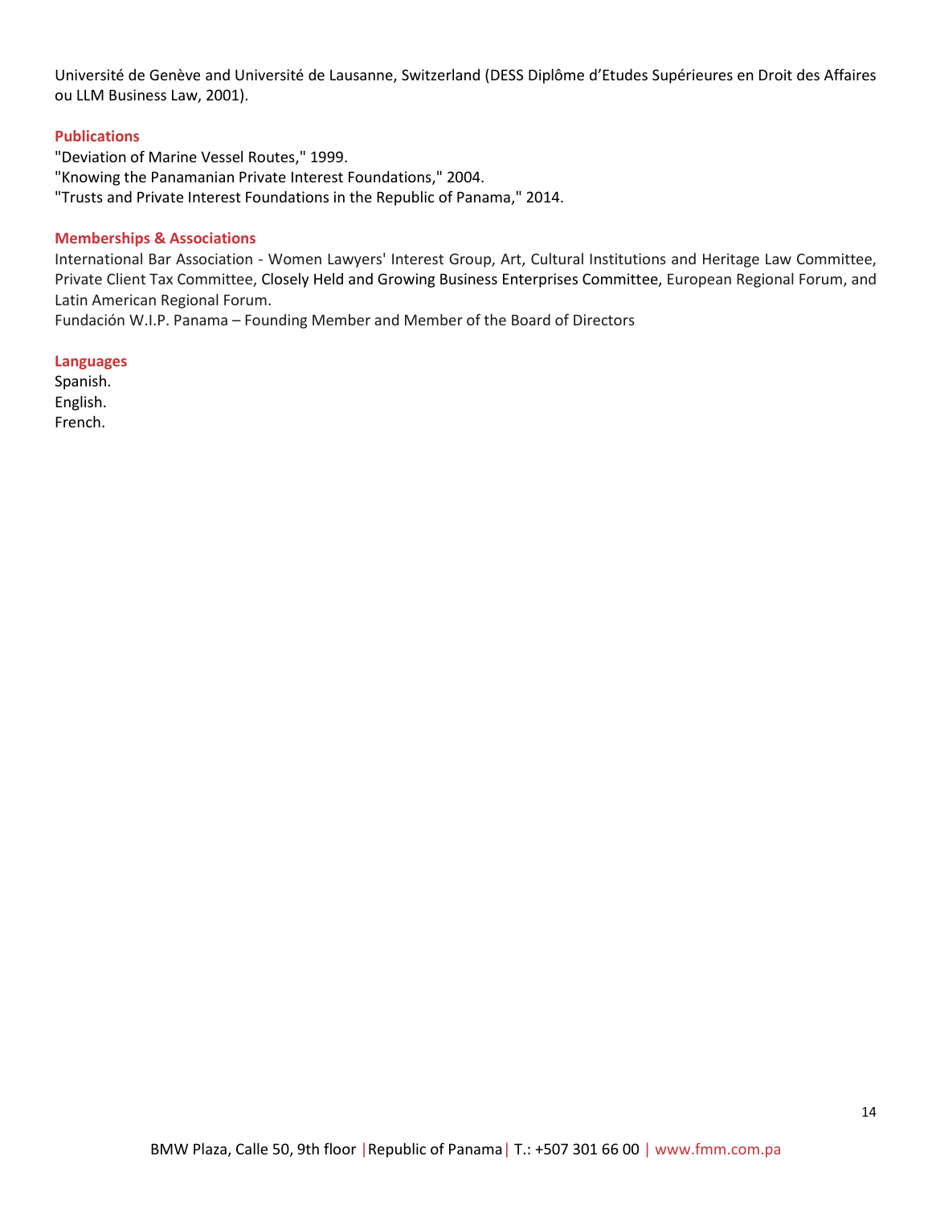Université de Genève and Université de Lausanne, Switzerland (DESS Diplôme d'Etudes Supérieures en Droit des Affaires ou LLM Business Law, 2001).

### Publications

"Deviation of Marine Vessel Routes," 1999.
"Knowing the Panamanian Private Interest Foundations," 2004.
"Trusts and Private Interest Foundations in the Republic of Panama," 2014.

### Memberships & Associations

International Bar Association - Women Lawyers' Interest Group, Art, Cultural Institutions and Heritage Law Committee, Private Client Tax Committee, Closely Held and Growing Business Enterprises Committee, European Regional Forum, and Latin American Regional Forum.
Fundación W.I.P. Panama – Founding Member and Member of the Board of Directors

### Languages

Spanish.
English.
French.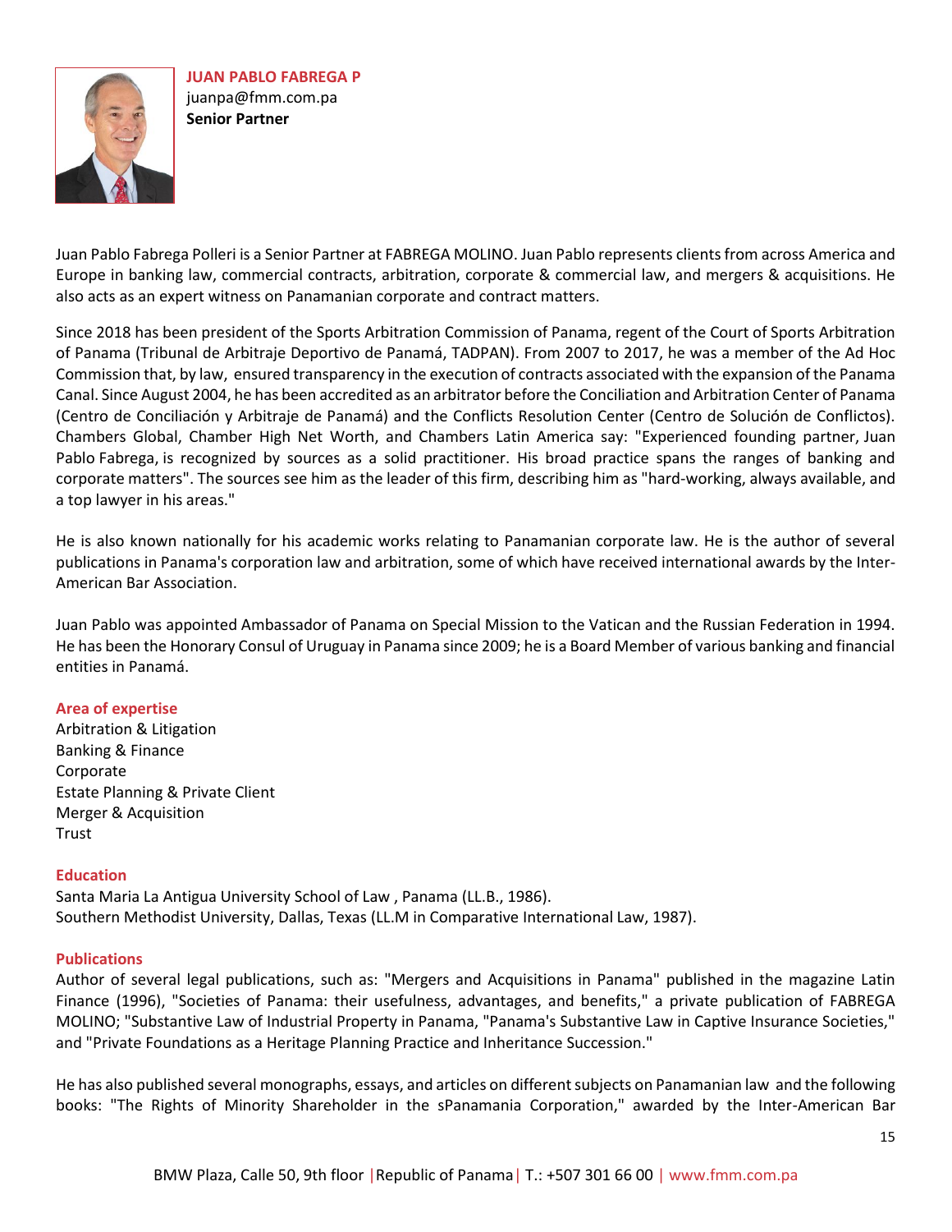**JUAN PABLO FABREGA P**
juanpa@fmm.com.pa
**Senior Partner**

Juan Pablo Fabrega Polleri is a Senior Partner at FABREGA MOLINO. Juan Pablo represents clients from across America and Europe in banking law, commercial contracts, arbitration, corporate & commercial law, and mergers & acquisitions. He also acts as an expert witness on Panamanian corporate and contract matters.

Since 2018 has been president of the Sports Arbitration Commission of Panama, regent of the Court of Sports Arbitration of Panama (Tribunal de Arbitraje Deportivo de Panamá, TADPAN). From 2007 to 2017, he was a member of the Ad Hoc Commission that, by law, ensured transparency in the execution of contracts associated with the expansion of the Panama Canal. Since August 2004, he has been accredited as an arbitrator before the Conciliation and Arbitration Center of Panama (Centro de Conciliación y Arbitraje de Panamá) and the Conflicts Resolution Center (Centro de Solución de Conflictos). Chambers Global, Chamber High Net Worth, and Chambers Latin America say: "Experienced founding partner, Juan Pablo Fabrega, is recognized by sources as a solid practitioner. His broad practice spans the ranges of banking and corporate matters". The sources see him as the leader of this firm, describing him as "hard-working, always available, and a top lawyer in his areas."

He is also known nationally for his academic works relating to Panamanian corporate law. He is the author of several publications in Panama's corporation law and arbitration, some of which have received international awards by the Inter-American Bar Association.

Juan Pablo was appointed Ambassador of Panama on Special Mission to the Vatican and the Russian Federation in 1994. He has been the Honorary Consul of Uruguay in Panama since 2009; he is a Board Member of various banking and financial entities in Panamá.

**Area of expertise**

Arbitration & Litigation
Banking & Finance
Corporate
Estate Planning & Private Client
Merger & Acquisition
Trust

**Education**

Santa Maria La Antigua University School of Law , Panama (LL.B., 1986).
Southern Methodist University, Dallas, Texas (LL.M in Comparative International Law, 1987).

**Publications**

Author of several legal publications, such as: "Mergers and Acquisitions in Panama" published in the magazine Latin Finance (1996), "Societies of Panama: their usefulness, advantages, and benefits," a private publication of FABREGA MOLINO; "Substantive Law of Industrial Property in Panama, "Panama's Substantive Law in Captive Insurance Societies," and "Private Foundations as a Heritage Planning Practice and Inheritance Succession."

He has also published several monographs, essays, and articles on different subjects on Panamanian law and the following books: "The Rights of Minority Shareholder in the sPanamania Corporation," awarded by the Inter-American Bar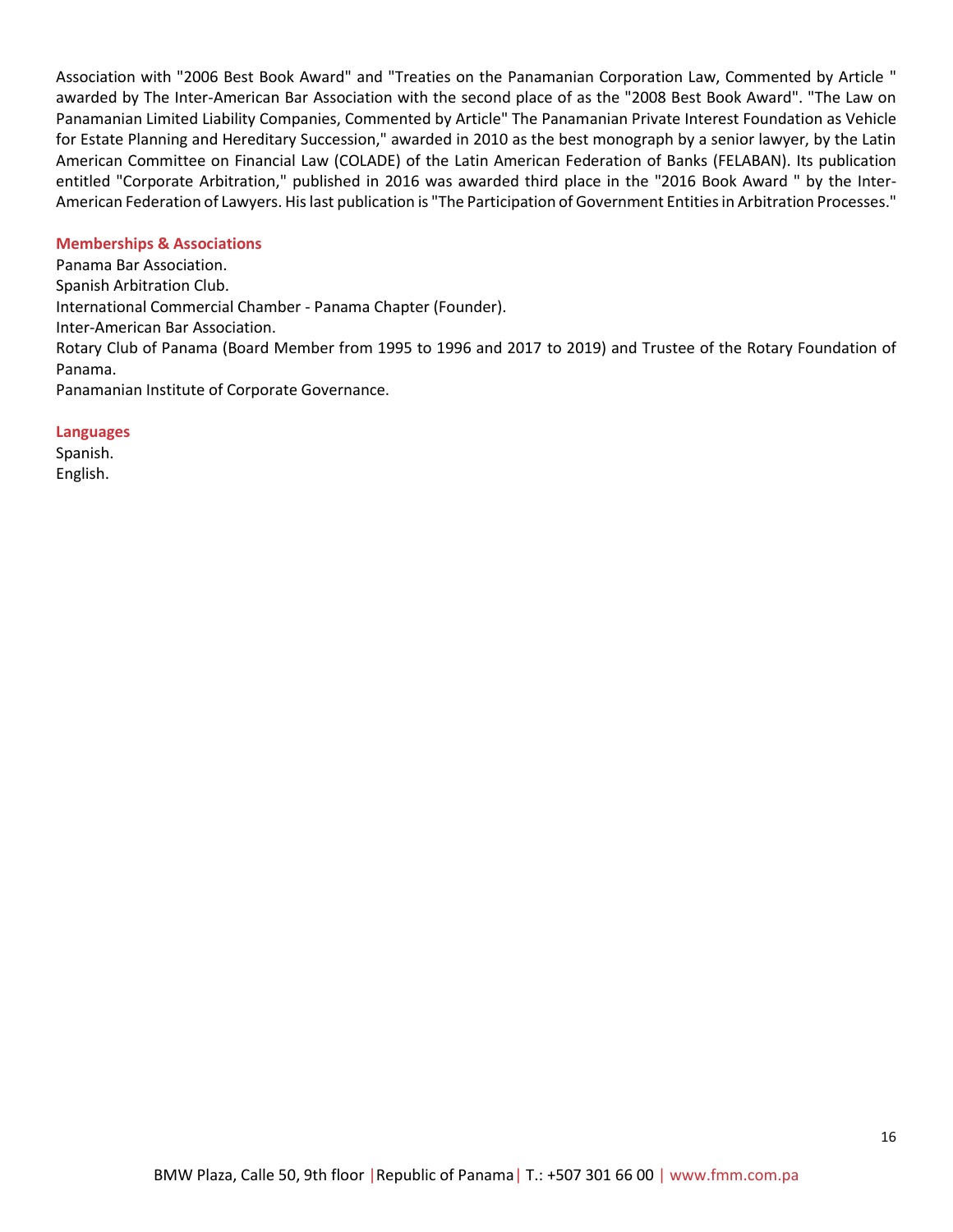Association with "2006 Best Book Award" and "Treaties on the Panamanian Corporation Law, Commented by Article " awarded by The Inter-American Bar Association with the second place of as the "2008 Best Book Award". "The Law on Panamanian Limited Liability Companies, Commented by Article" The Panamanian Private Interest Foundation as Vehicle for Estate Planning and Hereditary Succession," awarded in 2010 as the best monograph by a senior lawyer, by the Latin American Committee on Financial Law (COLADE) of the Latin American Federation of Banks (FELABAN). Its publication entitled "Corporate Arbitration," published in 2016 was awarded third place in the "2016 Book Award " by the Inter-American Federation of Lawyers. His last publication is "The Participation of Government Entities in Arbitration Processes."

**Memberships & Associations**

Panama Bar Association.
Spanish Arbitration Club.
International Commercial Chamber - Panama Chapter (Founder).
Inter-American Bar Association.
Rotary Club of Panama (Board Member from 1995 to 1996 and 2017 to 2019) and Trustee of the Rotary Foundation of Panama.
Panamanian Institute of Corporate Governance.

**Languages**

Spanish.
English.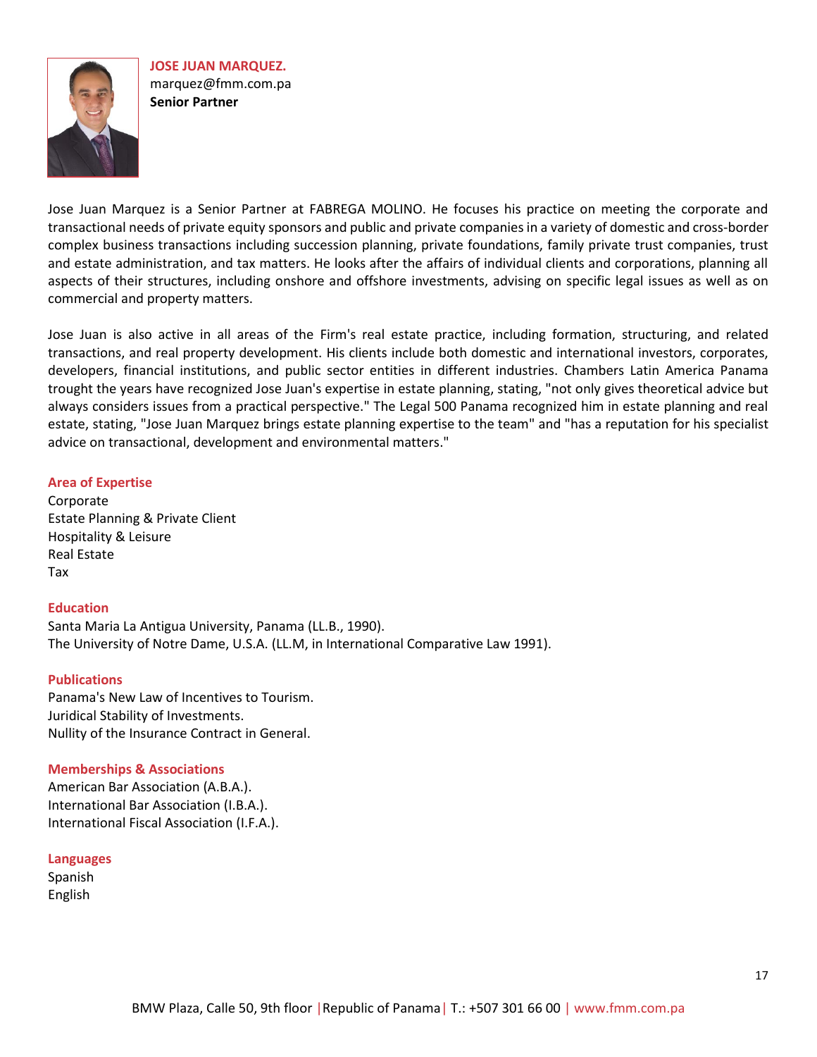**JOSE JUAN MARQUEZ.**
marquez@fmm.com.pa
**Senior Partner**

Jose Juan Marquez is a Senior Partner at FABREGA MOLINO. He focuses his practice on meeting the corporate and transactional needs of private equity sponsors and public and private companies in a variety of domestic and cross-border complex business transactions including succession planning, private foundations, family private trust companies, trust and estate administration, and tax matters. He looks after the affairs of individual clients and corporations, planning all aspects of their structures, including onshore and offshore investments, advising on specific legal issues as well as on commercial and property matters.

Jose Juan is also active in all areas of the Firm's real estate practice, including formation, structuring, and related transactions, and real property development. His clients include both domestic and international investors, corporates, developers, financial institutions, and public sector entities in different industries. Chambers Latin America Panama trought the years have recognized Jose Juan's expertise in estate planning, stating, "not only gives theoretical advice but always considers issues from a practical perspective." The Legal 500 Panama recognized him in estate planning and real estate, stating, "Jose Juan Marquez brings estate planning expertise to the team" and "has a reputation for his specialist advice on transactional, development and environmental matters."

### Area of Expertise

Corporate
Estate Planning & Private Client
Hospitality & Leisure
Real Estate
Tax

### Education

Santa Maria La Antigua University, Panama (LL.B., 1990).
The University of Notre Dame, U.S.A. (LL.M, in International Comparative Law 1991).

### Publications

Panama's New Law of Incentives to Tourism.
Juridical Stability of Investments.
Nullity of the Insurance Contract in General.

### Memberships & Associations

American Bar Association (A.B.A.).
International Bar Association (I.B.A.).
International Fiscal Association (I.F.A.).

### Languages

Spanish
English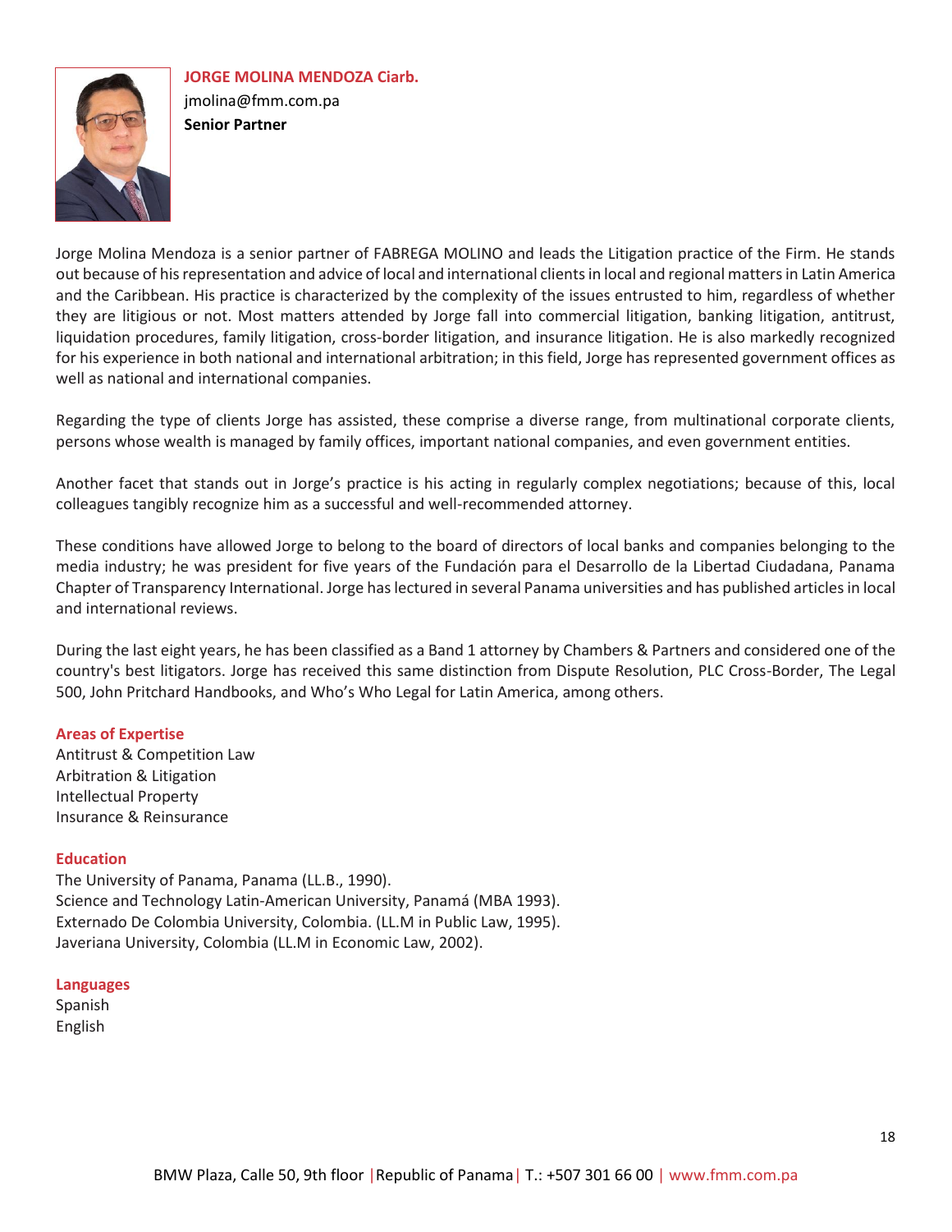## JORGE MOLINA MENDOZA Ciarb.

jmolina@fmm.com.pa

**Senior Partner**

Jorge Molina Mendoza is a senior partner of FABREGA MOLINO and leads the Litigation practice of the Firm. He stands out because of his representation and advice of local and international clients in local and regional matters in Latin America and the Caribbean. His practice is characterized by the complexity of the issues entrusted to him, regardless of whether they are litigious or not. Most matters attended by Jorge fall into commercial litigation, banking litigation, antitrust, liquidation procedures, family litigation, cross-border litigation, and insurance litigation. He is also markedly recognized for his experience in both national and international arbitration; in this field, Jorge has represented government offices as well as national and international companies.

Regarding the type of clients Jorge has assisted, these comprise a diverse range, from multinational corporate clients, persons whose wealth is managed by family offices, important national companies, and even government entities.

Another facet that stands out in Jorge's practice is his acting in regularly complex negotiations; because of this, local colleagues tangibly recognize him as a successful and well-recommended attorney.

These conditions have allowed Jorge to belong to the board of directors of local banks and companies belonging to the media industry; he was president for five years of the Fundación para el Desarrollo de la Libertad Ciudadana, Panama Chapter of Transparency International. Jorge has lectured in several Panama universities and has published articles in local and international reviews.

During the last eight years, he has been classified as a Band 1 attorney by Chambers & Partners and considered one of the country's best litigators. Jorge has received this same distinction from Dispute Resolution, PLC Cross-Border, The Legal 500, John Pritchard Handbooks, and Who's Who Legal for Latin America, among others.

### Areas of Expertise

Antitrust & Competition Law
Arbitration & Litigation
Intellectual Property
Insurance & Reinsurance

### Education

The University of Panama, Panama (LL.B., 1990).
Science and Technology Latin-American University, Panamá (MBA 1993).
Externado De Colombia University, Colombia. (LL.M in Public Law, 1995).
Javeriana University, Colombia (LL.M in Economic Law, 2002).

### Languages

Spanish
English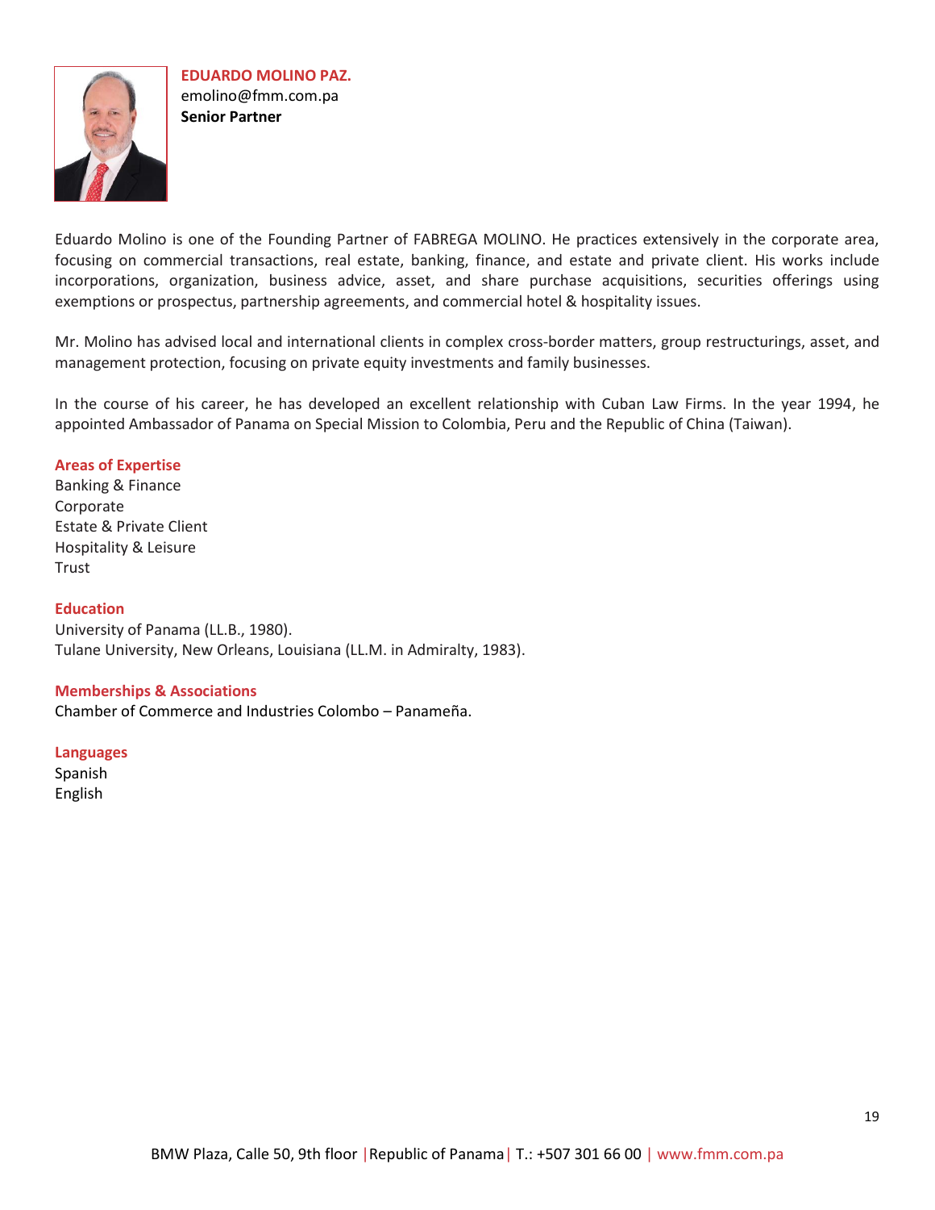**EDUARDO MOLINO PAZ.**
emolino@fmm.com.pa
**Senior Partner**

Eduardo Molino is one of the Founding Partner of FABREGA MOLINO. He practices extensively in the corporate area, focusing on commercial transactions, real estate, banking, finance, and estate and private client. His works include incorporations, organization, business advice, asset, and share purchase acquisitions, securities offerings using exemptions or prospectus, partnership agreements, and commercial hotel & hospitality issues.

Mr. Molino has advised local and international clients in complex cross-border matters, group restructurings, asset, and management protection, focusing on private equity investments and family businesses.

In the course of his career, he has developed an excellent relationship with Cuban Law Firms. In the year 1994, he appointed Ambassador of Panama on Special Mission to Colombia, Peru and the Republic of China (Taiwan).

## Areas of Expertise

Banking & Finance
Corporate
Estate & Private Client
Hospitality & Leisure
Trust

## Education

University of Panama (LL.B., 1980).
Tulane University, New Orleans, Louisiana (LL.M. in Admiralty, 1983).

## Memberships & Associations

Chamber of Commerce and Industries Colombo – Panameña.

## Languages

Spanish
English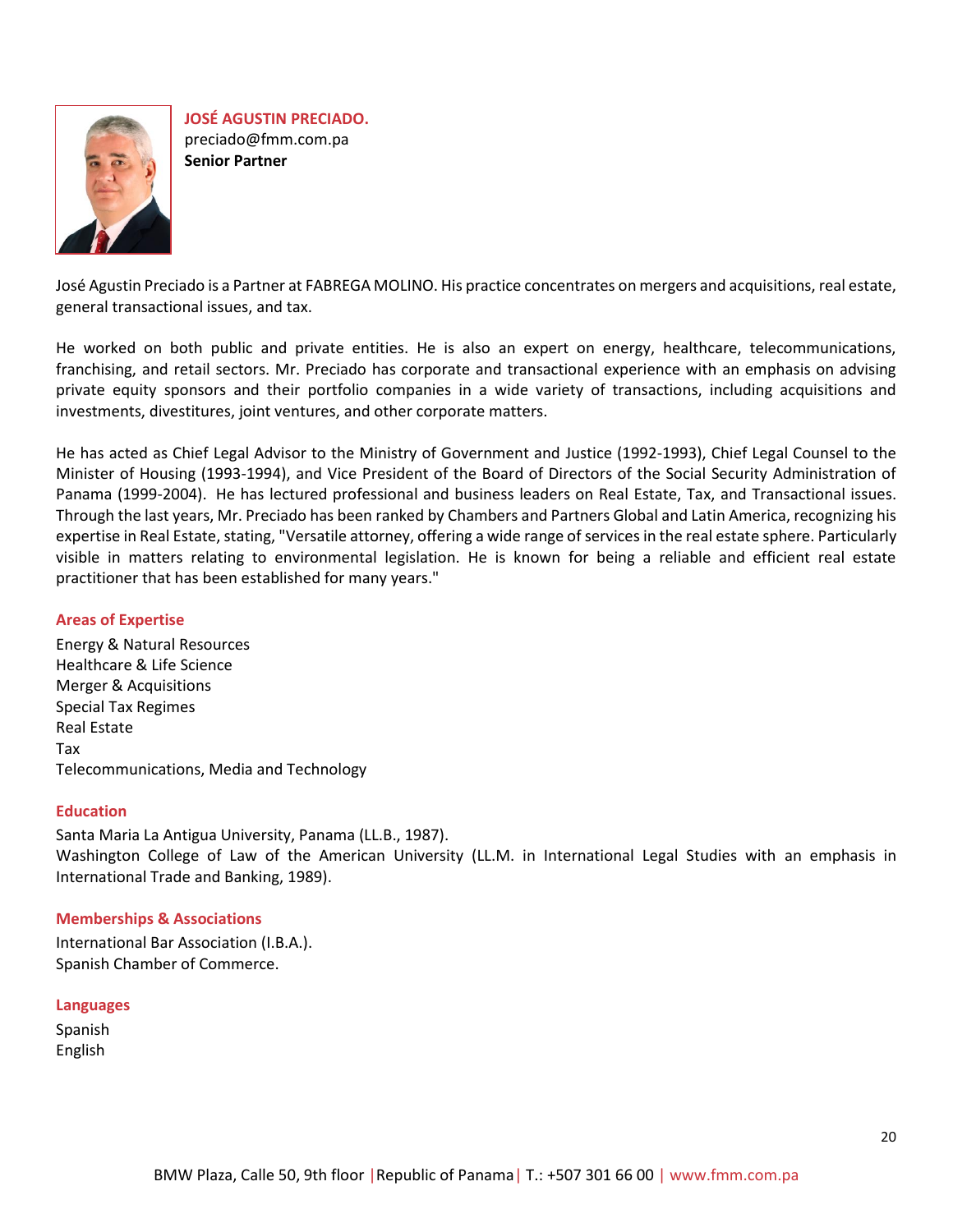## JOSÉ AGUSTIN PRECIADO.

preciado@fmm.com.pa

**Senior Partner**

José Agustin Preciado is a Partner at FABREGA MOLINO. His practice concentrates on mergers and acquisitions, real estate, general transactional issues, and tax.

He worked on both public and private entities. He is also an expert on energy, healthcare, telecommunications, franchising, and retail sectors. Mr. Preciado has corporate and transactional experience with an emphasis on advising private equity sponsors and their portfolio companies in a wide variety of transactions, including acquisitions and investments, divestitures, joint ventures, and other corporate matters.

He has acted as Chief Legal Advisor to the Ministry of Government and Justice (1992-1993), Chief Legal Counsel to the Minister of Housing (1993-1994), and Vice President of the Board of Directors of the Social Security Administration of Panama (1999-2004). He has lectured professional and business leaders on Real Estate, Tax, and Transactional issues. Through the last years, Mr. Preciado has been ranked by Chambers and Partners Global and Latin America, recognizing his expertise in Real Estate, stating, "Versatile attorney, offering a wide range of services in the real estate sphere. Particularly visible in matters relating to environmental legislation. He is known for being a reliable and efficient real estate practitioner that has been established for many years."

### Areas of Expertise

Energy & Natural Resources
Healthcare & Life Science
Merger & Acquisitions
Special Tax Regimes
Real Estate
Tax
Telecommunications, Media and Technology

### Education

Santa Maria La Antigua University, Panama (LL.B., 1987).
Washington College of Law of the American University (LL.M. in International Legal Studies with an emphasis in International Trade and Banking, 1989).

### Memberships & Associations

International Bar Association (I.B.A.).
Spanish Chamber of Commerce.

### Languages

Spanish
English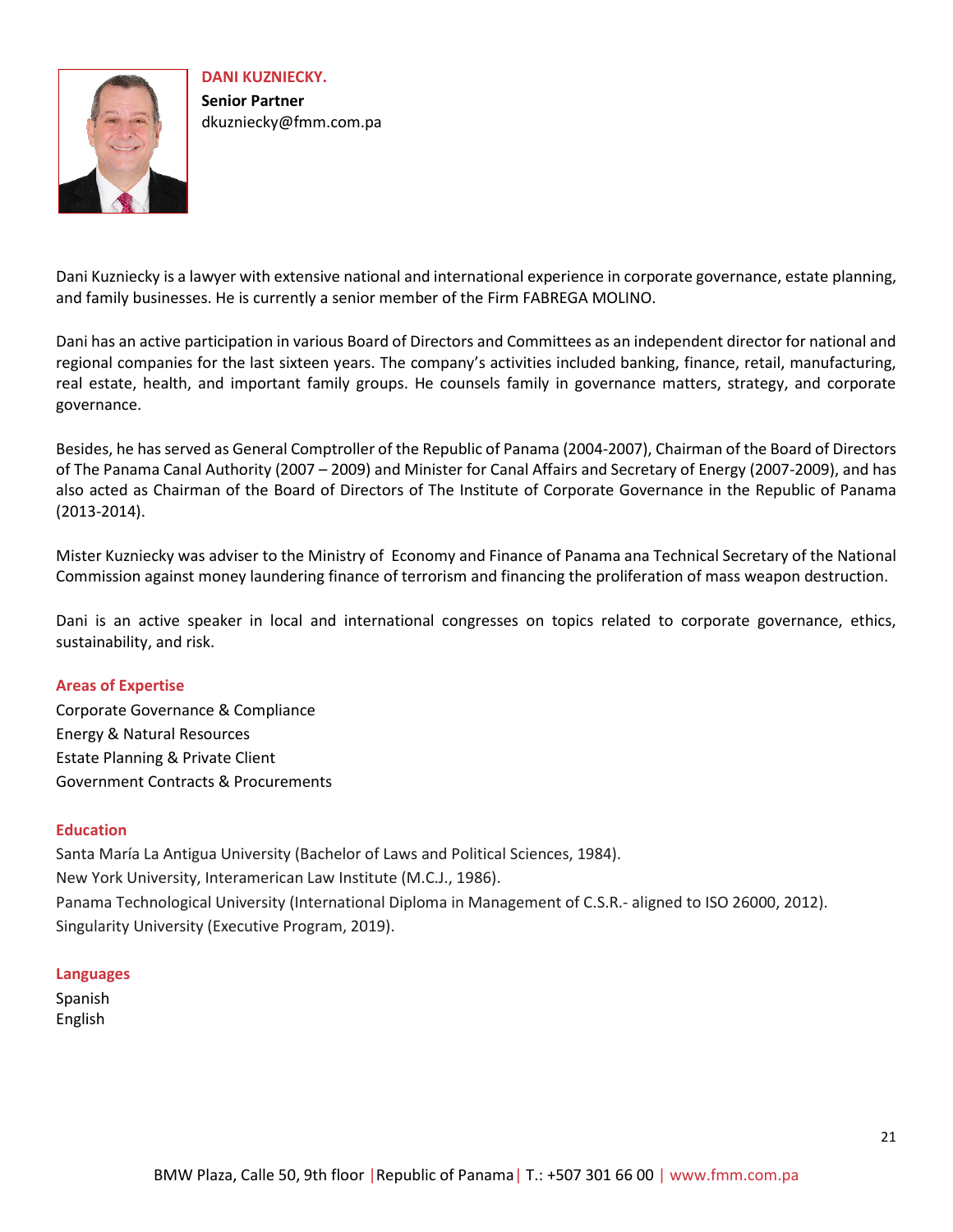**DANI KUZNIECKY.**

**Senior Partner**

dkuznie­cky@fmm.com.pa

Dani Kuzniecky is a lawyer with extensive national and international experience in corporate governance, estate planning, and family businesses. He is currently a senior member of the Firm FABREGA MOLINO.

Dani has an active participation in various Board of Directors and Committees as an independent director for national and regional companies for the last sixteen years. The company's activities included banking, finance, retail, manufacturing, real estate, health, and important family groups. He counsels family in governance matters, strategy, and corporate governance.

Besides, he has served as General Comptroller of the Republic of Panama (2004-2007), Chairman of the Board of Directors of The Panama Canal Authority (2007 – 2009) and Minister for Canal Affairs and Secretary of Energy (2007-2009), and has also acted as Chairman of the Board of Directors of The Institute of Corporate Governance in the Republic of Panama (2013-2014).

Mister Kuzniecky was adviser to the Ministry of Economy and Finance of Panama ana Technical Secretary of the National Commission against money laundering finance of terrorism and financing the proliferation of mass weapon destruction.

Dani is an active speaker in local and international congresses on topics related to corporate governance, ethics, sustainability, and risk.

### Areas of Expertise

Corporate Governance & Compliance
Energy & Natural Resources
Estate Planning & Private Client
Government Contracts & Procurements

### Education

Santa María La Antigua University (Bachelor of Laws and Political Sciences, 1984).
New York University, Interamerican Law Institute (M.C.J., 1986).
Panama Technological University (International Diploma in Management of C.S.R.- aligned to ISO 26000, 2012).
Singularity University (Executive Program, 2019).

### Languages

Spanish
English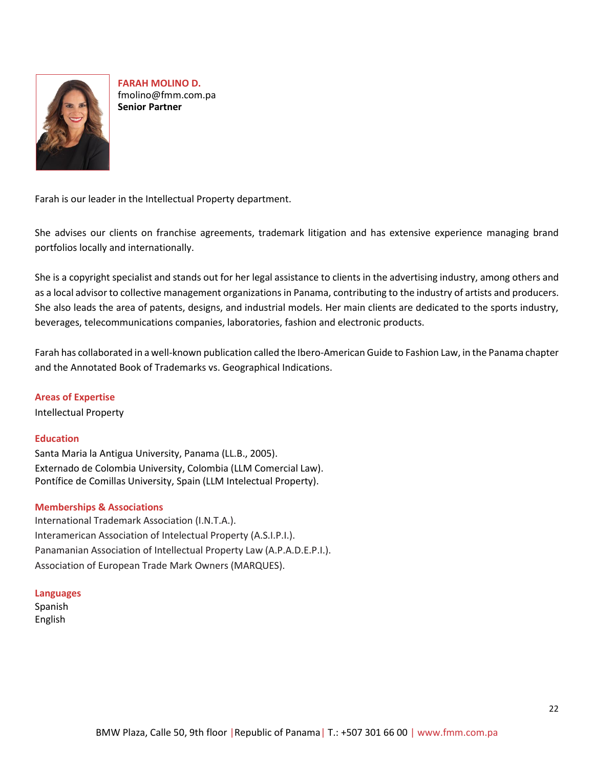**FARAH MOLINO D.**
fmolino@fmm.com.pa
**Senior Partner**

Farah is our leader in the Intellectual Property department.

She advises our clients on franchise agreements, trademark litigation and has extensive experience managing brand portfolios locally and internationally.

She is a copyright specialist and stands out for her legal assistance to clients in the advertising industry, among others and as a local advisor to collective management organizations in Panama, contributing to the industry of artists and producers. She also leads the area of patents, designs, and industrial models. Her main clients are dedicated to the sports industry, beverages, telecommunications companies, laboratories, fashion and electronic products.

Farah has collaborated in a well-known publication called the Ibero-American Guide to Fashion Law, in the Panama chapter and the Annotated Book of Trademarks vs. Geographical Indications.

### Areas of Expertise

Intellectual Property

### Education

Santa Maria la Antigua University, Panama (LL.B., 2005).
Externado de Colombia University, Colombia (LLM Comercial Law).
Pontífice de Comillas University, Spain (LLM Intelectual Property).

### Memberships & Associations

International Trademark Association (I.N.T.A.).
Interamerican Association of Intelectual Property (A.S.I.P.I.).
Panamanian Association of Intellectual Property Law (A.P.A.D.E.P.I.).
Association of European Trade Mark Owners (MARQUES).

### Languages

Spanish
English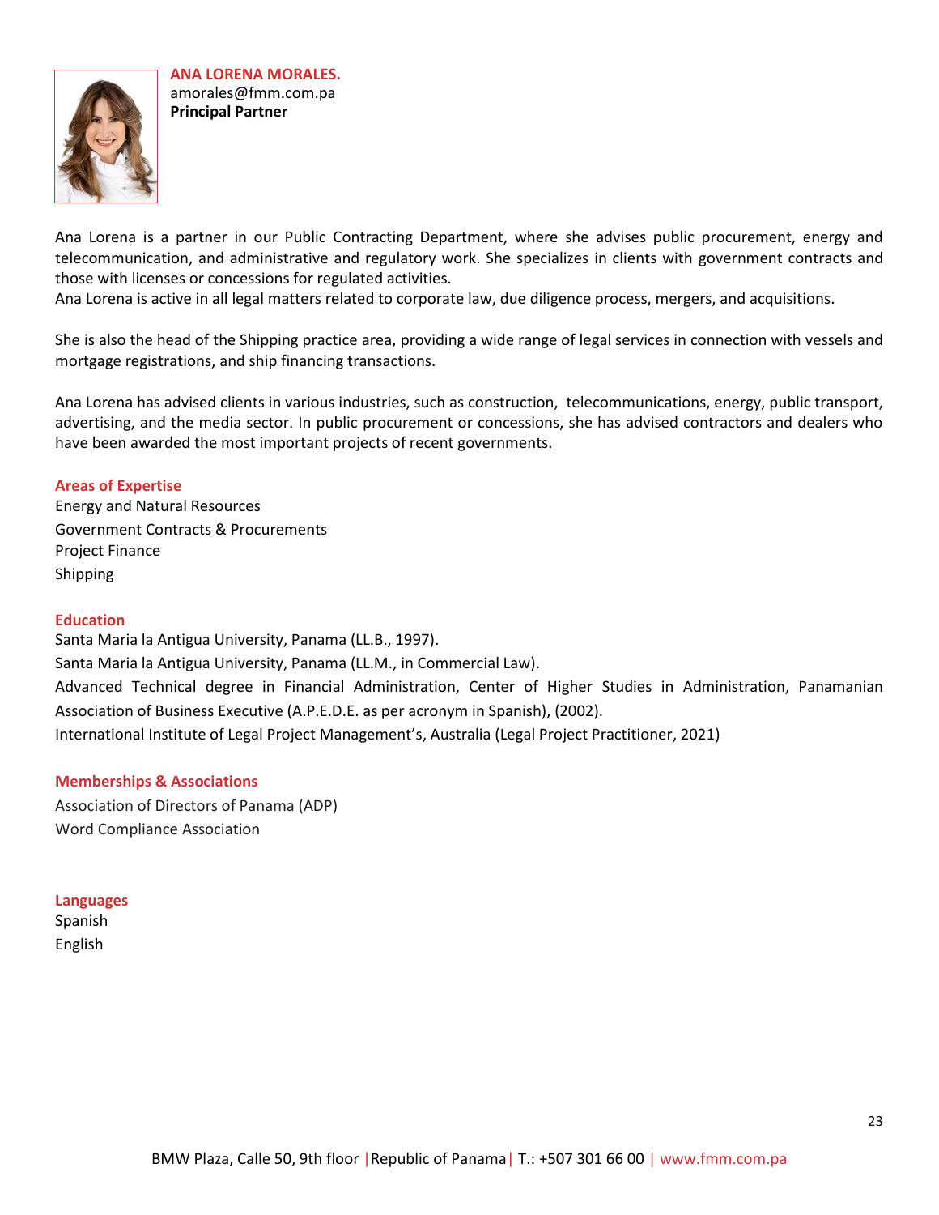**ANA LORENA MORALES.**
amorales@fmm.com.pa
**Principal Partner**

Ana Lorena is a partner in our Public Contracting Department, where she advises public procurement, energy and telecommunication, and administrative and regulatory work. She specializes in clients with government contracts and those with licenses or concessions for regulated activities.
Ana Lorena is active in all legal matters related to corporate law, due diligence process, mergers, and acquisitions.

She is also the head of the Shipping practice area, providing a wide range of legal services in connection with vessels and mortgage registrations, and ship financing transactions.

Ana Lorena has advised clients in various industries, such as construction, telecommunications, energy, public transport, advertising, and the media sector. In public procurement or concessions, she has advised contractors and dealers who have been awarded the most important projects of recent governments.

## Areas of Expertise

Energy and Natural Resources
Government Contracts & Procurements
Project Finance
Shipping

## Education

Santa Maria la Antigua University, Panama (LL.B., 1997).
Santa Maria la Antigua University, Panama (LL.M., in Commercial Law).
Advanced Technical degree in Financial Administration, Center of Higher Studies in Administration, Panamanian Association of Business Executive (A.P.E.D.E. as per acronym in Spanish), (2002).
International Institute of Legal Project Management's, Australia (Legal Project Practitioner, 2021)

## Memberships & Associations

Association of Directors of Panama (ADP)
Word Compliance Association

## Languages

Spanish
English

BMW Plaza, Calle 50, 9th floor | Republic of Panama | T.: +507 301 66 00 | www.fmm.com.pa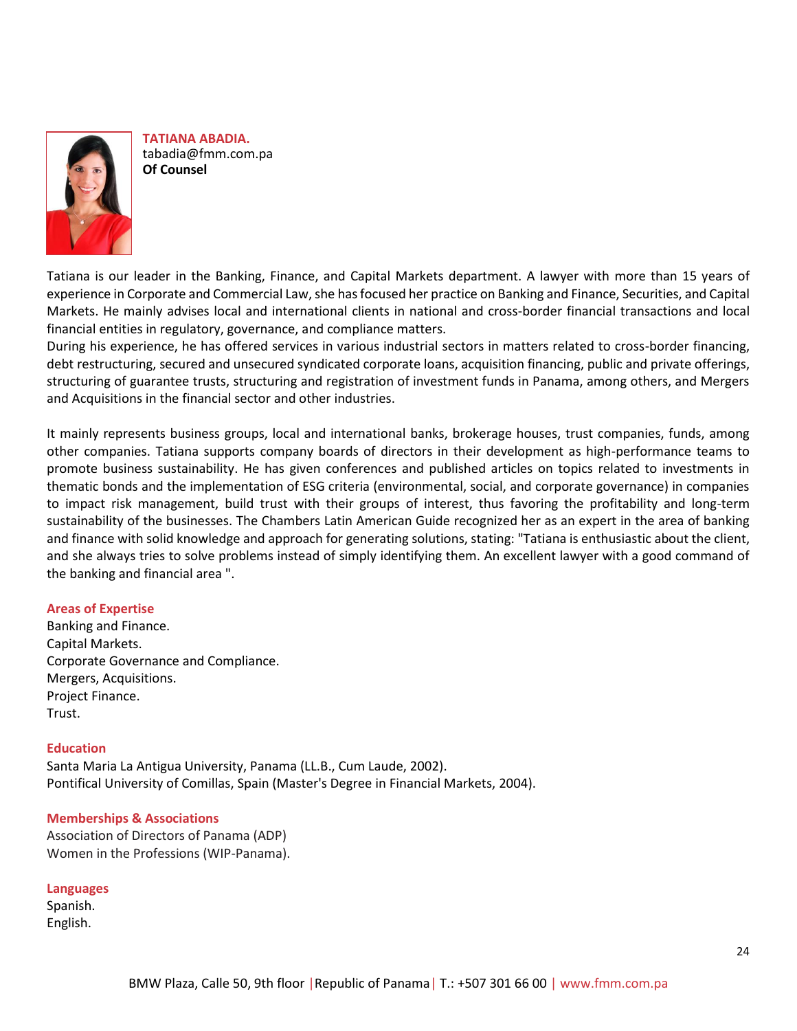**TATIANA ABADIA.**
tabadia@fmm.com.pa
**Of Counsel**

Tatiana is our leader in the Banking, Finance, and Capital Markets department. A lawyer with more than 15 years of experience in Corporate and Commercial Law, she has focused her practice on Banking and Finance, Securities, and Capital Markets. He mainly advises local and international clients in national and cross-border financial transactions and local financial entities in regulatory, governance, and compliance matters.
During his experience, he has offered services in various industrial sectors in matters related to cross-border financing, debt restructuring, secured and unsecured syndicated corporate loans, acquisition financing, public and private offerings, structuring of guarantee trusts, structuring and registration of investment funds in Panama, among others, and Mergers and Acquisitions in the financial sector and other industries.

It mainly represents business groups, local and international banks, brokerage houses, trust companies, funds, among other companies. Tatiana supports company boards of directors in their development as high-performance teams to promote business sustainability. He has given conferences and published articles on topics related to investments in thematic bonds and the implementation of ESG criteria (environmental, social, and corporate governance) in companies to impact risk management, build trust with their groups of interest, thus favoring the profitability and long-term sustainability of the businesses. The Chambers Latin American Guide recognized her as an expert in the area of banking and finance with solid knowledge and approach for generating solutions, stating: "Tatiana is enthusiastic about the client, and she always tries to solve problems instead of simply identifying them. An excellent lawyer with a good command of the banking and financial area ".

### Areas of Expertise

Banking and Finance.
Capital Markets.
Corporate Governance and Compliance.
Mergers, Acquisitions.
Project Finance.
Trust.

### Education

Santa Maria La Antigua University, Panama (LL.B., Cum Laude, 2002).
Pontifical University of Comillas, Spain (Master's Degree in Financial Markets, 2004).

### Memberships & Associations

Association of Directors of Panama (ADP)
Women in the Professions (WIP-Panama).

### Languages

Spanish.
English.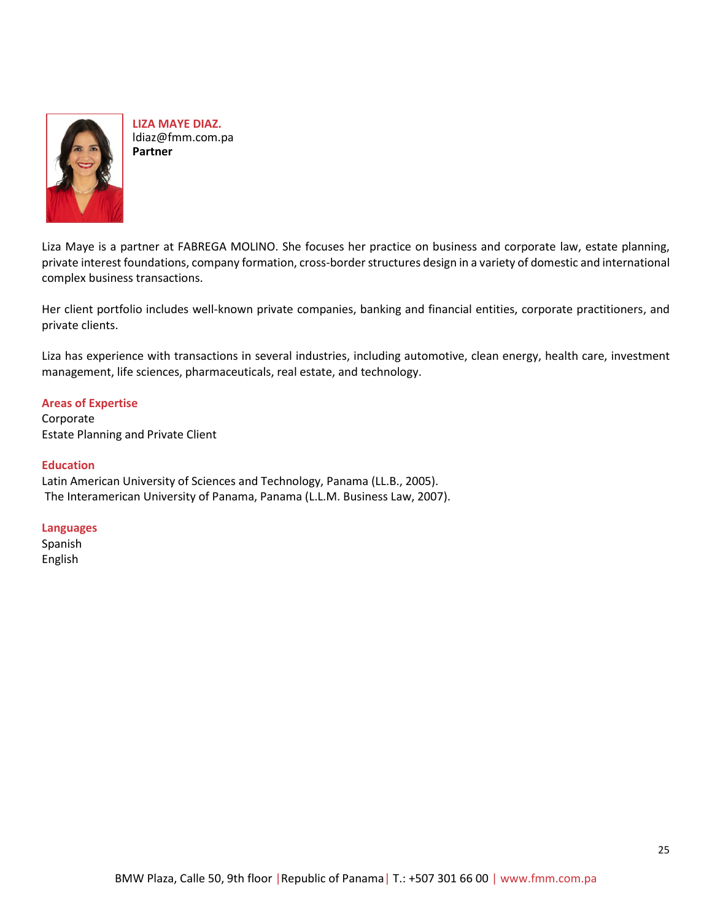**LIZA MAYE DIAZ.**
ldiaz@fmm.com.pa
**Partner**

Liza Maye is a partner at FABREGA MOLINO. She focuses her practice on business and corporate law, estate planning, private interest foundations, company formation, cross-border structures design in a variety of domestic and international complex business transactions.

Her client portfolio includes well-known private companies, banking and financial entities, corporate practitioners, and private clients.

Liza has experience with transactions in several industries, including automotive, clean energy, health care, investment management, life sciences, pharmaceuticals, real estate, and technology.

### Areas of Expertise

Corporate
Estate Planning and Private Client

### Education

Latin American University of Sciences and Technology, Panama (LL.B., 2005).
The Interamerican University of Panama, Panama (L.L.M. Business Law, 2007).

### Languages

Spanish
English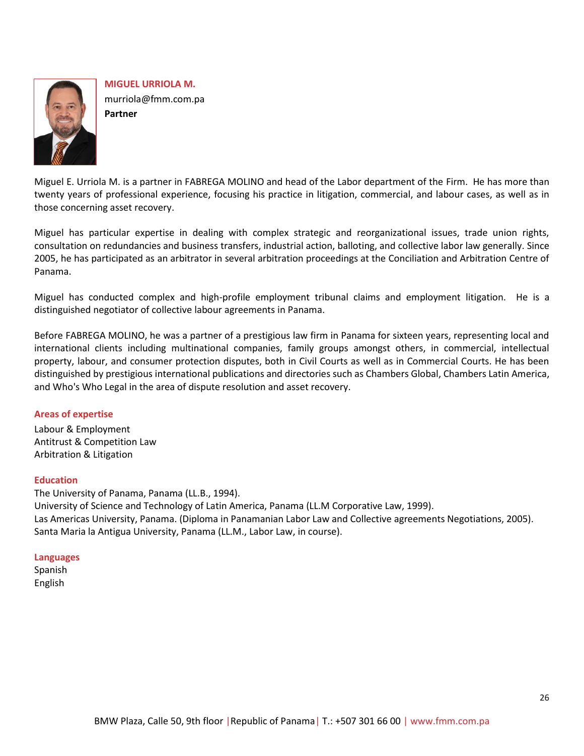## MIGUEL URRIOLA M.

murriola@fmm.com.pa

**Partner**

Miguel E. Urriola M. is a partner in FABREGA MOLINO and head of the Labor department of the Firm. He has more than twenty years of professional experience, focusing his practice in litigation, commercial, and labour cases, as well as in those concerning asset recovery.

Miguel has particular expertise in dealing with complex strategic and reorganizational issues, trade union rights, consultation on redundancies and business transfers, industrial action, balloting, and collective labor law generally. Since 2005, he has participated as an arbitrator in several arbitration proceedings at the Conciliation and Arbitration Centre of Panama.

Miguel has conducted complex and high-profile employment tribunal claims and employment litigation. He is a distinguished negotiator of collective labour agreements in Panama.

Before FABREGA MOLINO, he was a partner of a prestigious law firm in Panama for sixteen years, representing local and international clients including multinational companies, family groups amongst others, in commercial, intellectual property, labour, and consumer protection disputes, both in Civil Courts as well as in Commercial Courts. He has been distinguished by prestigious international publications and directories such as Chambers Global, Chambers Latin America, and Who's Who Legal in the area of dispute resolution and asset recovery.

### Areas of expertise

Labour & Employment
Antitrust & Competition Law
Arbitration & Litigation

### Education

The University of Panama, Panama (LL.B., 1994).
University of Science and Technology of Latin America, Panama (LL.M Corporative Law, 1999).
Las Americas University, Panama. (Diploma in Panamanian Labor Law and Collective agreements Negotiations, 2005).
Santa Maria la Antigua University, Panama (LL.M., Labor Law, in course).

### Languages

Spanish
English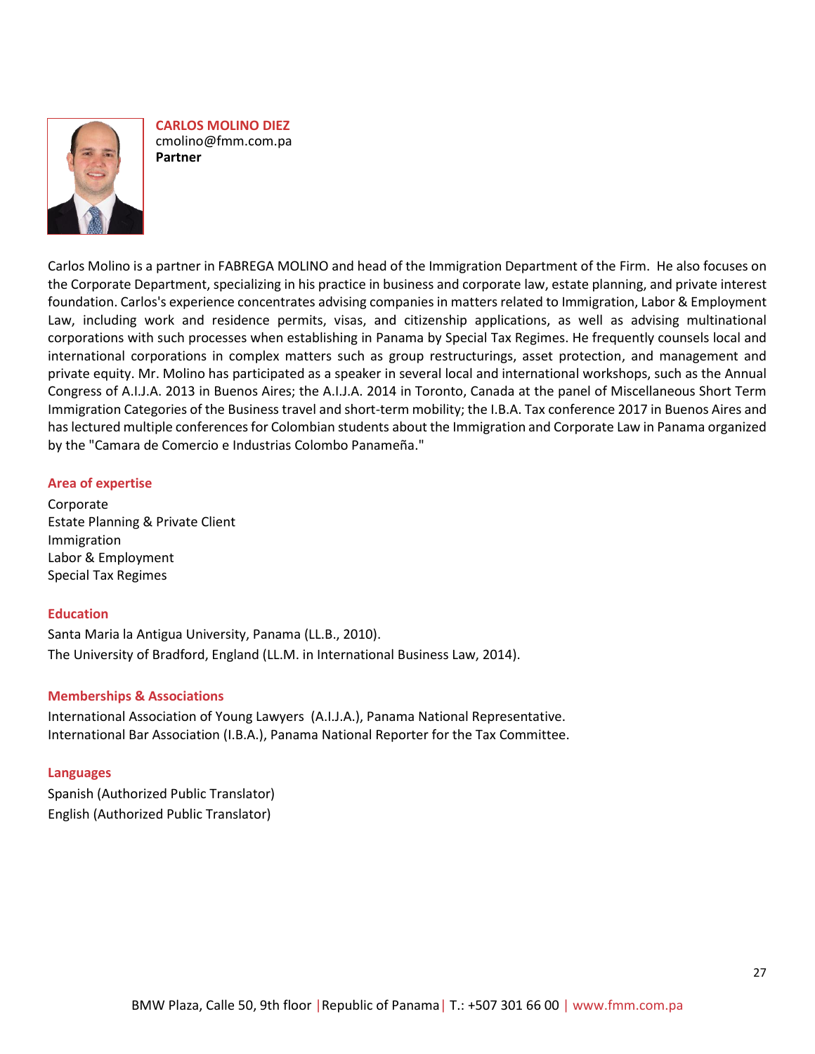## CARLOS MOLINO DIEZ

cmolino@fmm.com.pa

**Partner**

Carlos Molino is a partner in FABREGA MOLINO and head of the Immigration Department of the Firm. He also focuses on the Corporate Department, specializing in his practice in business and corporate law, estate planning, and private interest foundation. Carlos's experience concentrates advising companies in matters related to Immigration, Labor & Employment Law, including work and residence permits, visas, and citizenship applications, as well as advising multinational corporations with such processes when establishing in Panama by Special Tax Regimes. He frequently counsels local and international corporations in complex matters such as group restructurings, asset protection, and management and private equity. Mr. Molino has participated as a speaker in several local and international workshops, such as the Annual Congress of A.I.J.A. 2013 in Buenos Aires; the A.I.J.A. 2014 in Toronto, Canada at the panel of Miscellaneous Short Term Immigration Categories of the Business travel and short-term mobility; the I.B.A. Tax conference 2017 in Buenos Aires and has lectured multiple conferences for Colombian students about the Immigration and Corporate Law in Panama organized by the "Camara de Comercio e Industrias Colombo Panameña."

### Area of expertise

Corporate
Estate Planning & Private Client
Immigration
Labor & Employment
Special Tax Regimes

### Education

Santa Maria la Antigua University, Panama (LL.B., 2010).
The University of Bradford, England (LL.M. in International Business Law, 2014).

### Memberships & Associations

International Association of Young Lawyers (A.I.J.A.), Panama National Representative.
International Bar Association (I.B.A.), Panama National Reporter for the Tax Committee.

### Languages

Spanish (Authorized Public Translator)
English (Authorized Public Translator)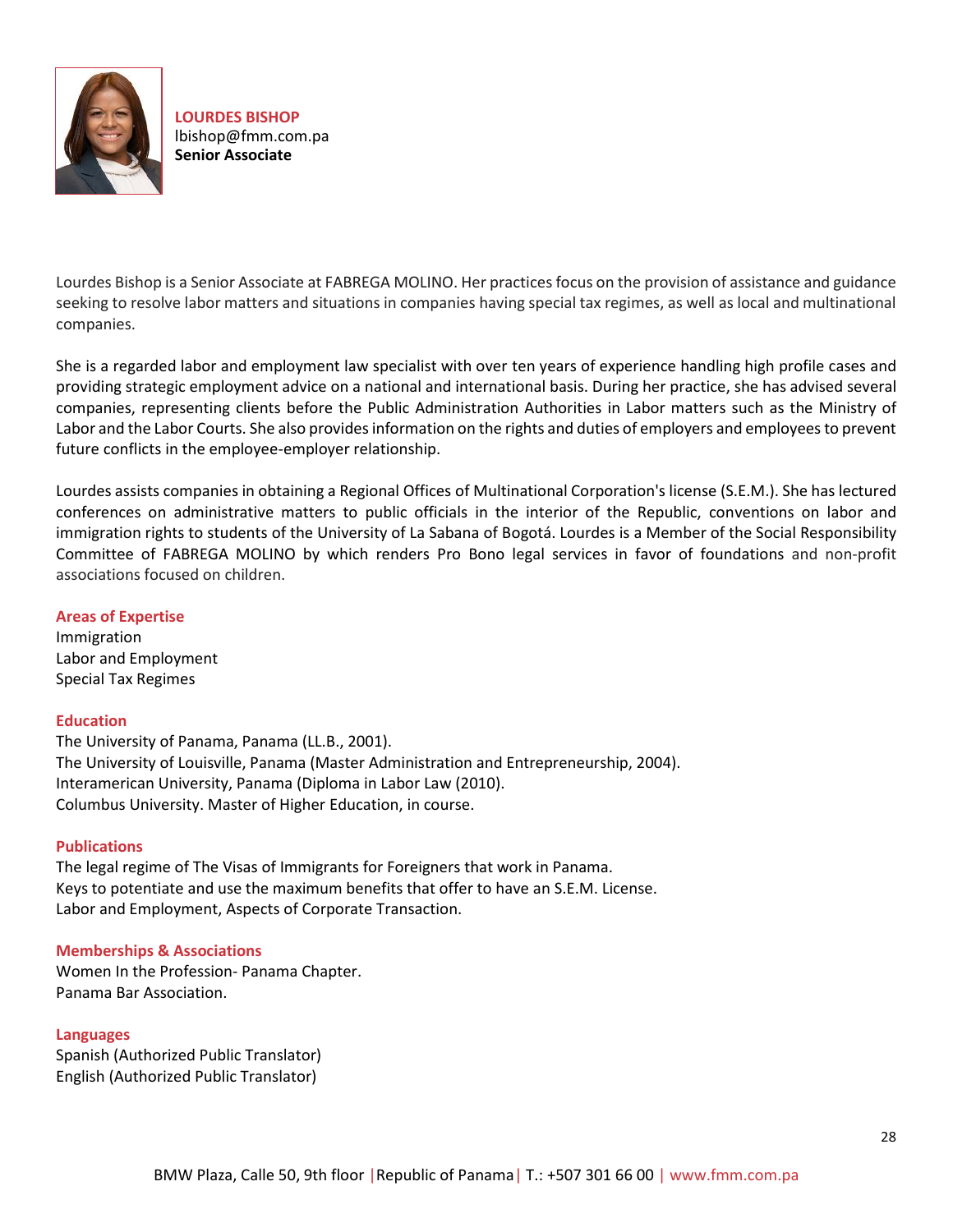**LOURDES BISHOP**
lbishop@fmm.com.pa
**Senior Associate**

Lourdes Bishop is a Senior Associate at FABREGA MOLINO. Her practices focus on the provision of assistance and guidance seeking to resolve labor matters and situations in companies having special tax regimes, as well as local and multinational companies.

She is a regarded labor and employment law specialist with over ten years of experience handling high profile cases and providing strategic employment advice on a national and international basis. During her practice, she has advised several companies, representing clients before the Public Administration Authorities in Labor matters such as the Ministry of Labor and the Labor Courts. She also provides information on the rights and duties of employers and employees to prevent future conflicts in the employee-employer relationship.

Lourdes assists companies in obtaining a Regional Offices of Multinational Corporation's license (S.E.M.). She has lectured conferences on administrative matters to public officials in the interior of the Republic, conventions on labor and immigration rights to students of the University of La Sabana of Bogotá. Lourdes is a Member of the Social Responsibility Committee of FABREGA MOLINO by which renders Pro Bono legal services in favor of foundations and non-profit associations focused on children.

### Areas of Expertise

Immigration
Labor and Employment
Special Tax Regimes

### Education

The University of Panama, Panama (LL.B., 2001).
The University of Louisville, Panama (Master Administration and Entrepreneurship, 2004).
Interamerican University, Panama (Diploma in Labor Law (2010).
Columbus University. Master of Higher Education, in course.

### Publications

The legal regime of The Visas of Immigrants for Foreigners that work in Panama.
Keys to potentiate and use the maximum benefits that offer to have an S.E.M. License.
Labor and Employment, Aspects of Corporate Transaction.

### Memberships & Associations

Women In the Profession- Panama Chapter.
Panama Bar Association.

### Languages

Spanish (Authorized Public Translator)
English (Authorized Public Translator)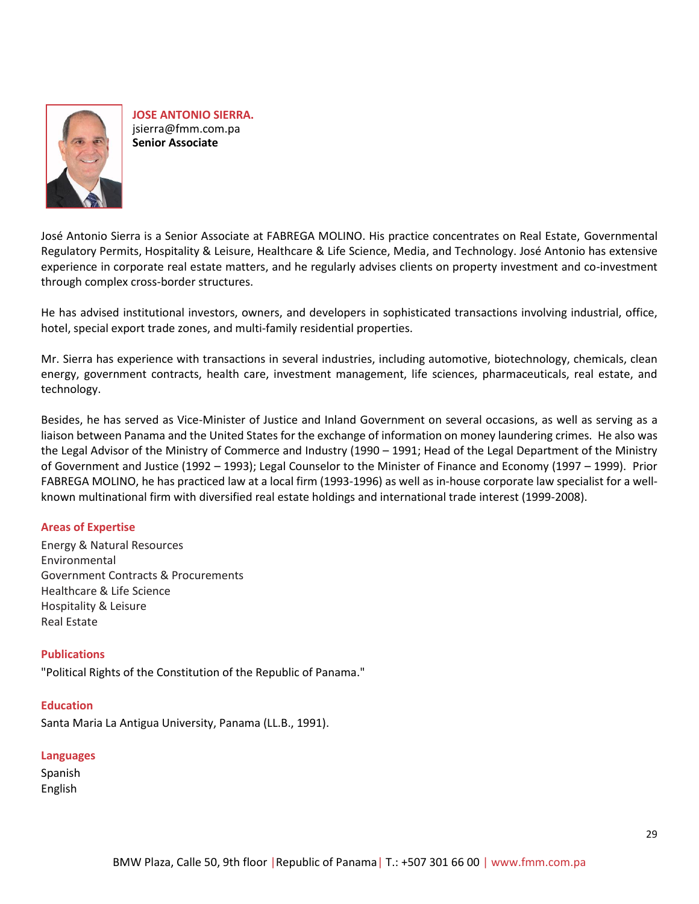**JOSE ANTONIO SIERRA.**
jsierra@fmm.com.pa
**Senior Associate**

José Antonio Sierra is a Senior Associate at FABREGA MOLINO. His practice concentrates on Real Estate, Governmental Regulatory Permits, Hospitality & Leisure, Healthcare & Life Science, Media, and Technology. José Antonio has extensive experience in corporate real estate matters, and he regularly advises clients on property investment and co-investment through complex cross-border structures.

He has advised institutional investors, owners, and developers in sophisticated transactions involving industrial, office, hotel, special export trade zones, and multi-family residential properties.

Mr. Sierra has experience with transactions in several industries, including automotive, biotechnology, chemicals, clean energy, government contracts, health care, investment management, life sciences, pharmaceuticals, real estate, and technology.

Besides, he has served as Vice-Minister of Justice and Inland Government on several occasions, as well as serving as a liaison between Panama and the United States for the exchange of information on money laundering crimes. He also was the Legal Advisor of the Ministry of Commerce and Industry (1990 – 1991; Head of the Legal Department of the Ministry of Government and Justice (1992 – 1993); Legal Counselor to the Minister of Finance and Economy (1997 – 1999). Prior FABREGA MOLINO, he has practiced law at a local firm (1993-1996) as well as in-house corporate law specialist for a well-known multinational firm with diversified real estate holdings and international trade interest (1999-2008).

## Areas of Expertise

Energy & Natural Resources
Environmental
Government Contracts & Procurements
Healthcare & Life Science
Hospitality & Leisure
Real Estate

## Publications

"Political Rights of the Constitution of the Republic of Panama."

## Education

Santa Maria La Antigua University, Panama (LL.B., 1991).

## Languages

Spanish
English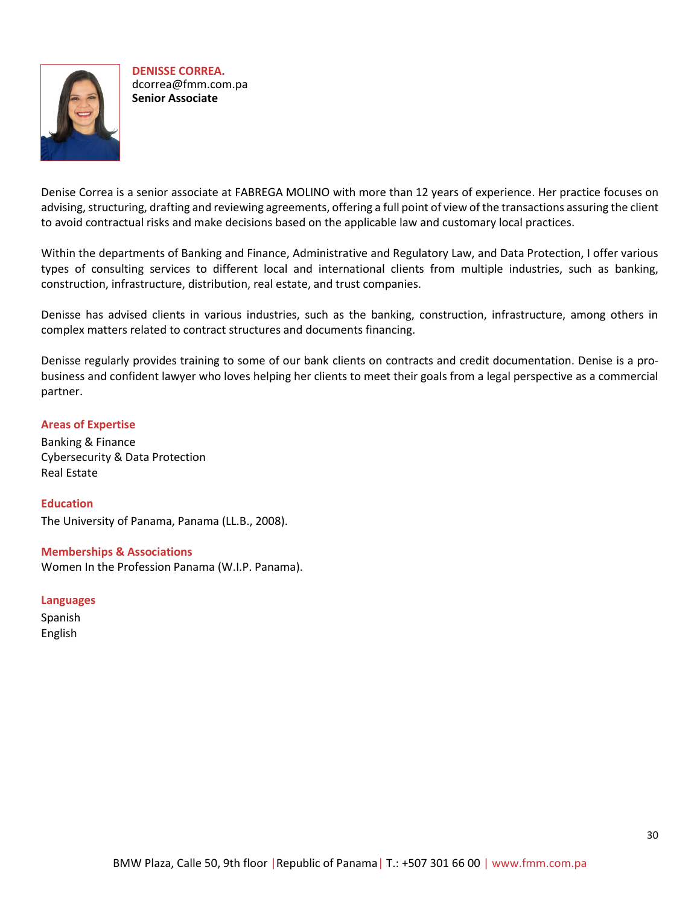**DENISSE CORREA.**
dcorrea@fmm.com.pa
**Senior Associate**

Denise Correa is a senior associate at FABREGA MOLINO with more than 12 years of experience. Her practice focuses on advising, structuring, drafting and reviewing agreements, offering a full point of view of the transactions assuring the client to avoid contractual risks and make decisions based on the applicable law and customary local practices.

Within the departments of Banking and Finance, Administrative and Regulatory Law, and Data Protection, I offer various types of consulting services to different local and international clients from multiple industries, such as banking, construction, infrastructure, distribution, real estate, and trust companies.

Denisse has advised clients in various industries, such as the banking, construction, infrastructure, among others in complex matters related to contract structures and documents financing.

Denisse regularly provides training to some of our bank clients on contracts and credit documentation. Denise is a pro-business and confident lawyer who loves helping her clients to meet their goals from a legal perspective as a commercial partner.

### Areas of Expertise

Banking & Finance
Cybersecurity & Data Protection
Real Estate

### Education

The University of Panama, Panama (LL.B., 2008).

### Memberships & Associations

Women In the Profession Panama (W.I.P. Panama).

### Languages

Spanish
English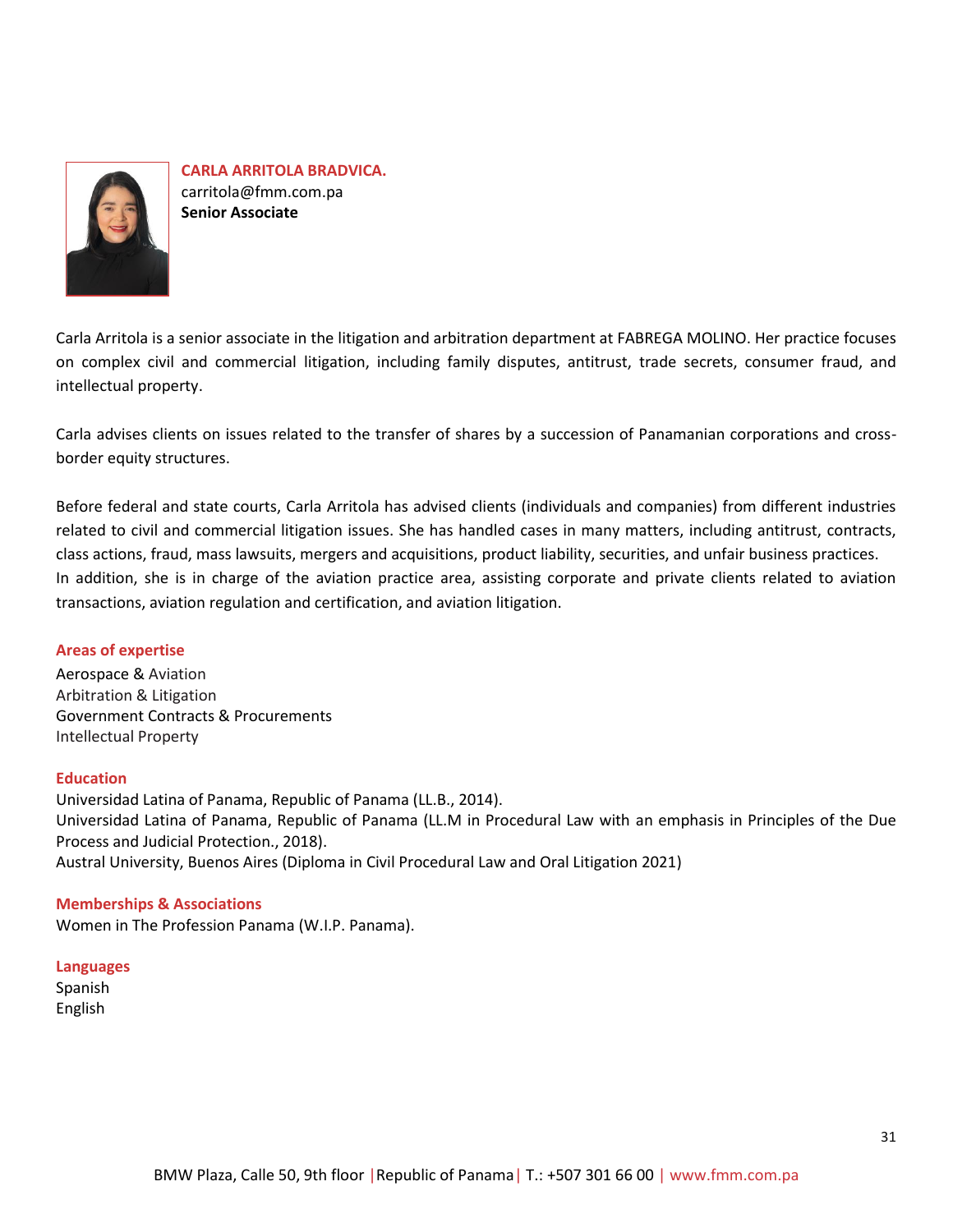**CARLA ARRITOLA BRADVICA.**
carritola@fmm.com.pa
**Senior Associate**

Carla Arritola is a senior associate in the litigation and arbitration department at FABREGA MOLINO. Her practice focuses on complex civil and commercial litigation, including family disputes, antitrust, trade secrets, consumer fraud, and intellectual property.

Carla advises clients on issues related to the transfer of shares by a succession of Panamanian corporations and cross-border equity structures.

Before federal and state courts, Carla Arritola has advised clients (individuals and companies) from different industries related to civil and commercial litigation issues. She has handled cases in many matters, including antitrust, contracts, class actions, fraud, mass lawsuits, mergers and acquisitions, product liability, securities, and unfair business practices.
In addition, she is in charge of the aviation practice area, assisting corporate and private clients related to aviation transactions, aviation regulation and certification, and aviation litigation.

### Areas of expertise

Aerospace & Aviation
Arbitration & Litigation
Government Contracts & Procurements
Intellectual Property

### Education

Universidad Latina of Panama, Republic of Panama (LL.B., 2014).
Universidad Latina of Panama, Republic of Panama (LL.M in Procedural Law with an emphasis in Principles of the Due Process and Judicial Protection., 2018).
Austral University, Buenos Aires (Diploma in Civil Procedural Law and Oral Litigation 2021)

### Memberships & Associations

Women in The Profession Panama (W.I.P. Panama).

### Languages

Spanish
English

BMW Plaza, Calle 50, 9th floor | Republic of Panama | T.: +507 301 66 00 | www.fmm.com.pa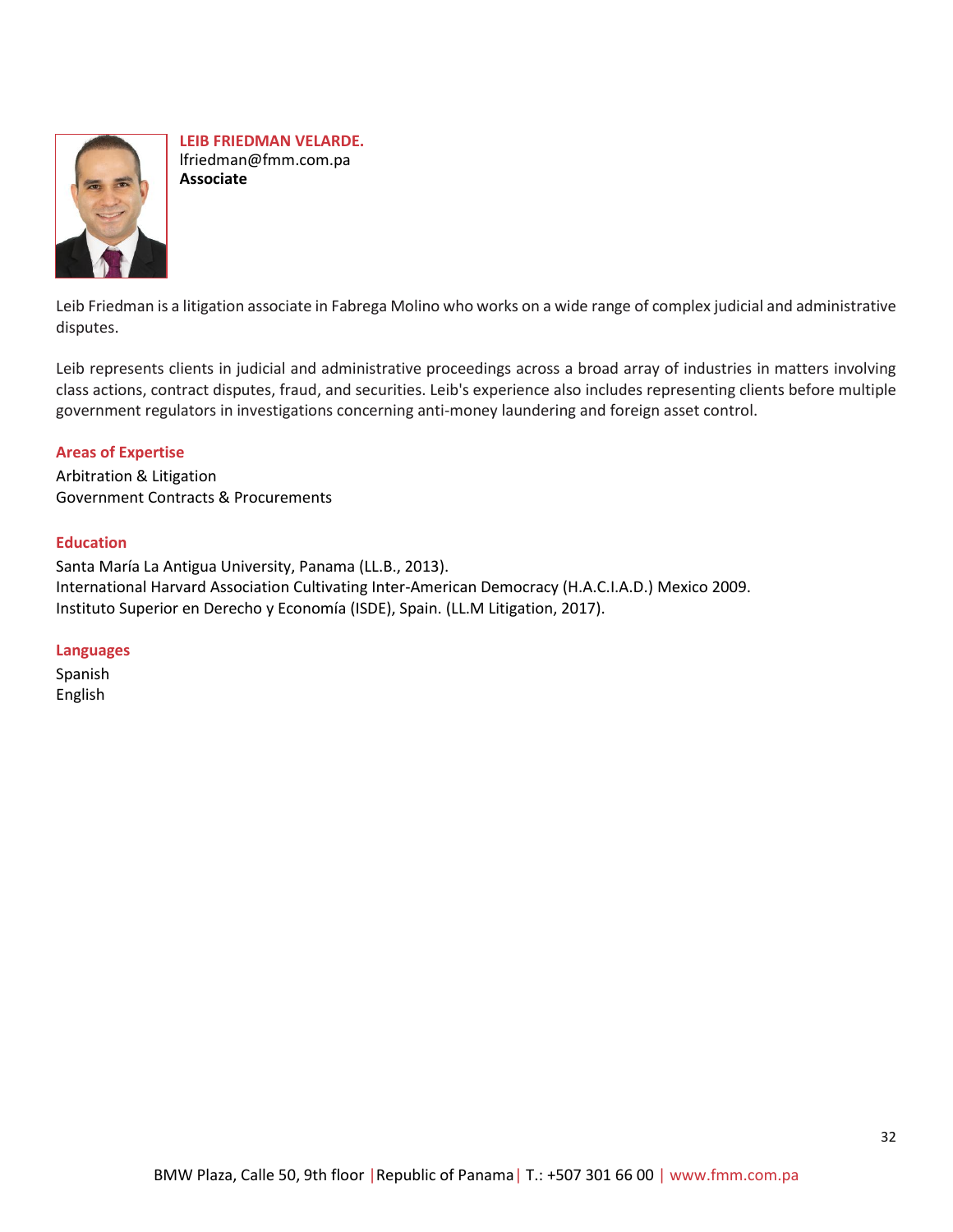**LEIB FRIEDMAN VELARDE.**
lfriedman@fmm.com.pa
**Associate**

Leib Friedman is a litigation associate in Fabrega Molino who works on a wide range of complex judicial and administrative disputes.

Leib represents clients in judicial and administrative proceedings across a broad array of industries in matters involving class actions, contract disputes, fraud, and securities. Leib's experience also includes representing clients before multiple government regulators in investigations concerning anti-money laundering and foreign asset control.

### Areas of Expertise

Arbitration & Litigation
Government Contracts & Procurements

### Education

Santa María La Antigua University, Panama (LL.B., 2013).
International Harvard Association Cultivating Inter-American Democracy (H.A.C.I.A.D.) Mexico 2009.
Instituto Superior en Derecho y Economía (ISDE), Spain. (LL.M Litigation, 2017).

### Languages

Spanish
English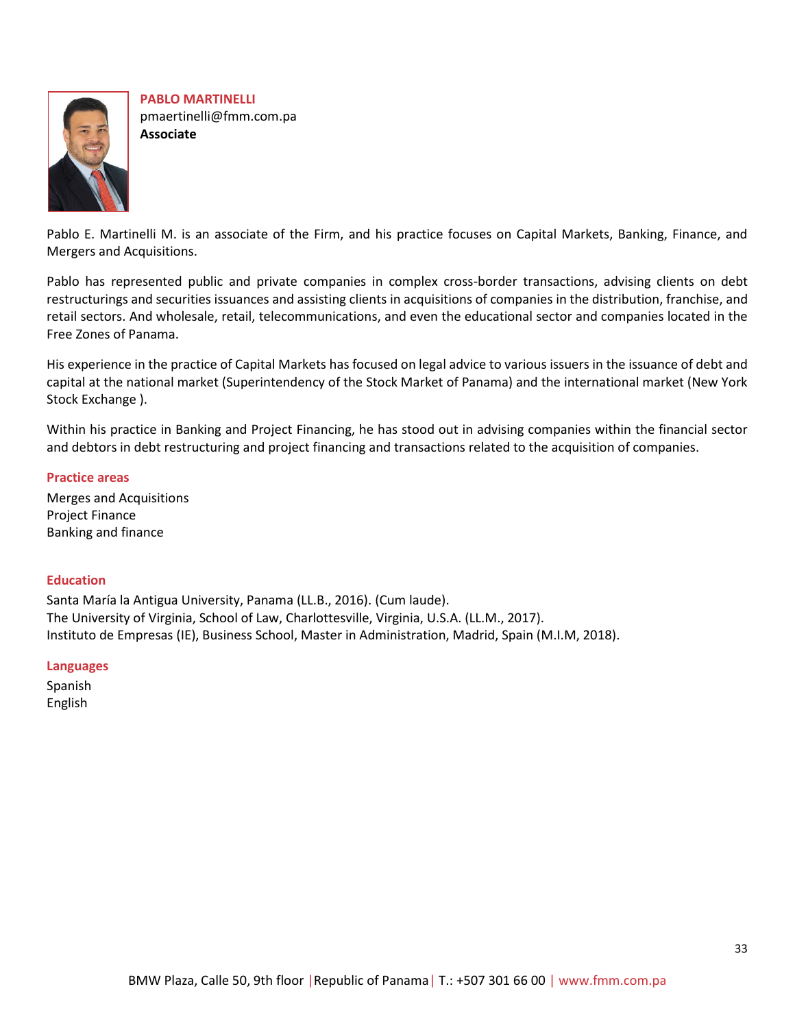## PABLO MARTINELLI

pmaertinelli@fmm.com.pa

**Associate**

Pablo E. Martinelli M. is an associate of the Firm, and his practice focuses on Capital Markets, Banking, Finance, and Mergers and Acquisitions.

Pablo has represented public and private companies in complex cross-border transactions, advising clients on debt restructurings and securities issuances and assisting clients in acquisitions of companies in the distribution, franchise, and retail sectors. And wholesale, retail, telecommunications, and even the educational sector and companies located in the Free Zones of Panama.

His experience in the practice of Capital Markets has focused on legal advice to various issuers in the issuance of debt and capital at the national market (Superintendency of the Stock Market of Panama) and the international market (New York Stock Exchange ).

Within his practice in Banking and Project Financing, he has stood out in advising companies within the financial sector and debtors in debt restructuring and project financing and transactions related to the acquisition of companies.

### Practice areas

Merges and Acquisitions
Project Finance
Banking and finance

### Education

Santa María la Antigua University, Panama (LL.B., 2016). (Cum laude).
The University of Virginia, School of Law, Charlottesville, Virginia, U.S.A. (LL.M., 2017).
Instituto de Empresas (IE), Business School, Master in Administration, Madrid, Spain (M.I.M, 2018).

### Languages

Spanish
English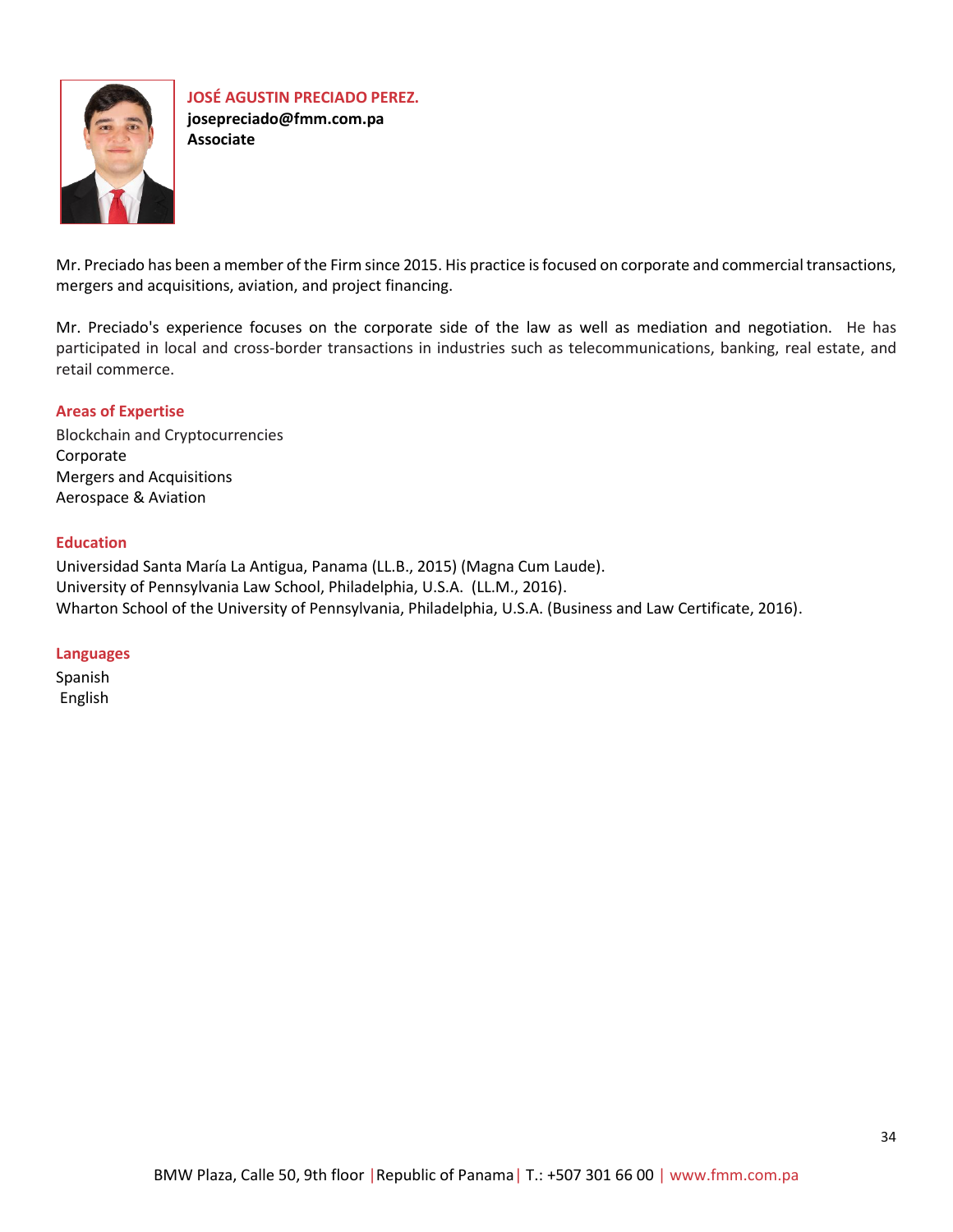## JOSÉ AGUSTIN PRECIADO PEREZ.

**josepreciado@fmm.com.pa**
**Associate**

Mr. Preciado has been a member of the Firm since 2015. His practice is focused on corporate and commercial transactions, mergers and acquisitions, aviation, and project financing.

Mr. Preciado's experience focuses on the corporate side of the law as well as mediation and negotiation. He has participated in local and cross-border transactions in industries such as telecommunications, banking, real estate, and retail commerce.

### Areas of Expertise

Blockchain and Cryptocurrencies
Corporate
Mergers and Acquisitions
Aerospace & Aviation

### Education

Universidad Santa María La Antigua, Panama (LL.B., 2015) (Magna Cum Laude).
University of Pennsylvania Law School, Philadelphia, U.S.A. (LL.M., 2016).
Wharton School of the University of Pennsylvania, Philadelphia, U.S.A. (Business and Law Certificate, 2016).

### Languages

Spanish
English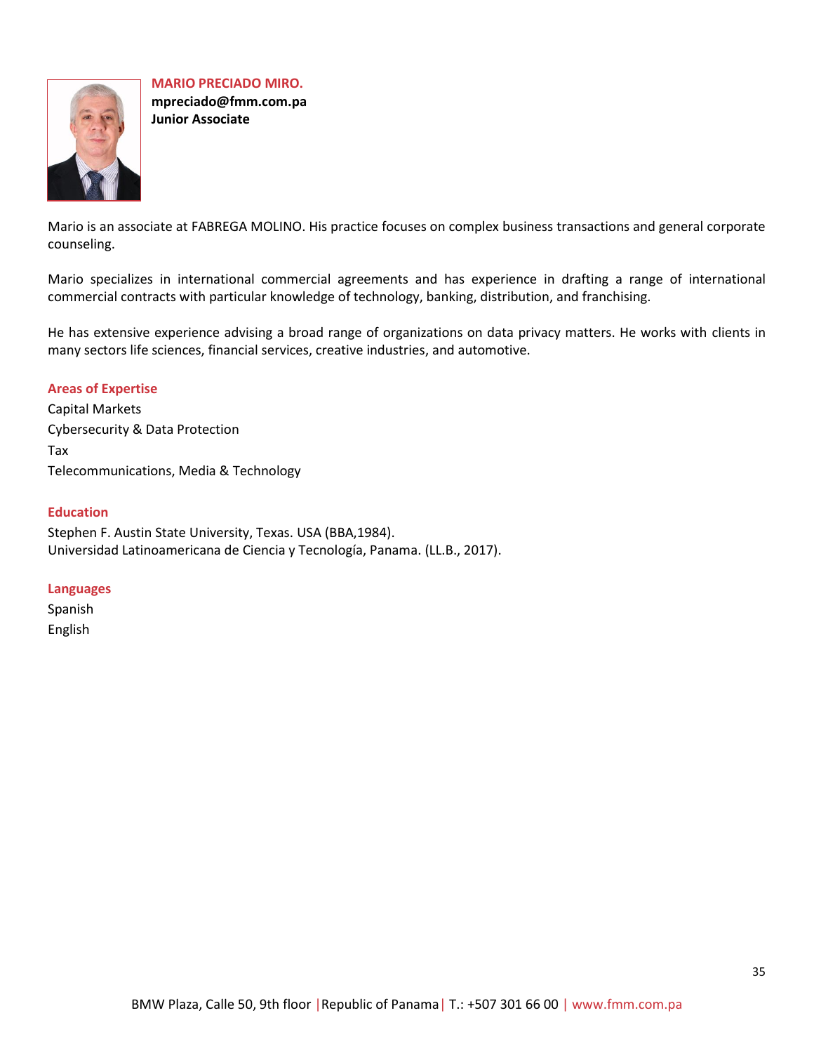**MARIO PRECIADO MIRO.**
**mpreciado@fmm.com.pa**
**Junior Associate**

Mario is an associate at FABREGA MOLINO. His practice focuses on complex business transactions and general corporate counseling.

Mario specializes in international commercial agreements and has experience in drafting a range of international commercial contracts with particular knowledge of technology, banking, distribution, and franchising.

He has extensive experience advising a broad range of organizations on data privacy matters. He works with clients in many sectors life sciences, financial services, creative industries, and automotive.

### Areas of Expertise

Capital Markets
Cybersecurity & Data Protection
Tax
Telecommunications, Media & Technology

### Education

Stephen F. Austin State University, Texas. USA (BBA,1984).
Universidad Latinoamericana de Ciencia y Tecnología, Panama. (LL.B., 2017).

### Languages

Spanish
English

BMW Plaza, Calle 50, 9th floor | Republic of Panama | T.: +507 301 66 00 | www.fmm.com.pa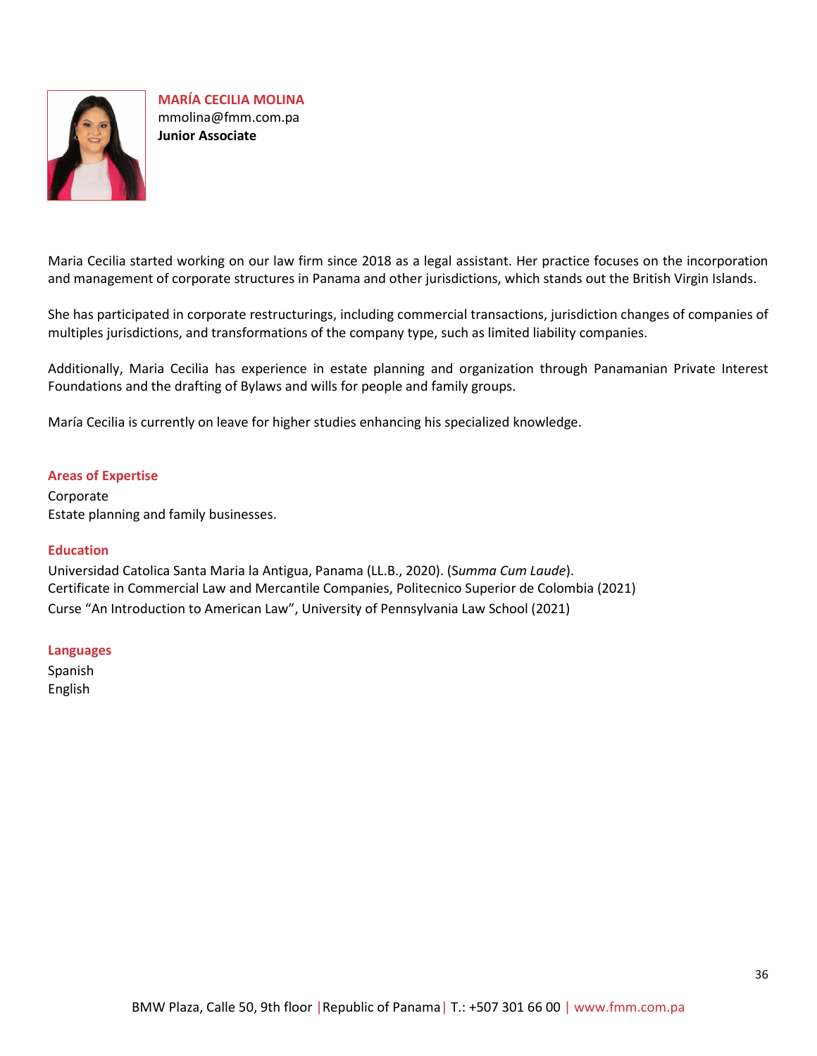**MARÍA CECILIA MOLINA**
mmolina@fmm.com.pa
**Junior Associate**

Maria Cecilia started working on our law firm since 2018 as a legal assistant. Her practice focuses on the incorporation and management of corporate structures in Panama and other jurisdictions, which stands out the British Virgin Islands.

She has participated in corporate restructurings, including commercial transactions, jurisdiction changes of companies of multiples jurisdictions, and transformations of the company type, such as limited liability companies.

Additionally, Maria Cecilia has experience in estate planning and organization through Panamanian Private Interest Foundations and the drafting of Bylaws and wills for people and family groups.

María Cecilia is currently on leave for higher studies enhancing his specialized knowledge.

## Areas of Expertise

Corporate
Estate planning and family businesses.

## Education

Universidad Catolica Santa Maria la Antigua, Panama (LL.B., 2020). (S*umma Cum Laude*).
Certificate in Commercial Law and Mercantile Companies, Politecnico Superior de Colombia (2021)
Curse "An Introduction to American Law", University of Pennsylvania Law School (2021)

## Languages

Spanish
English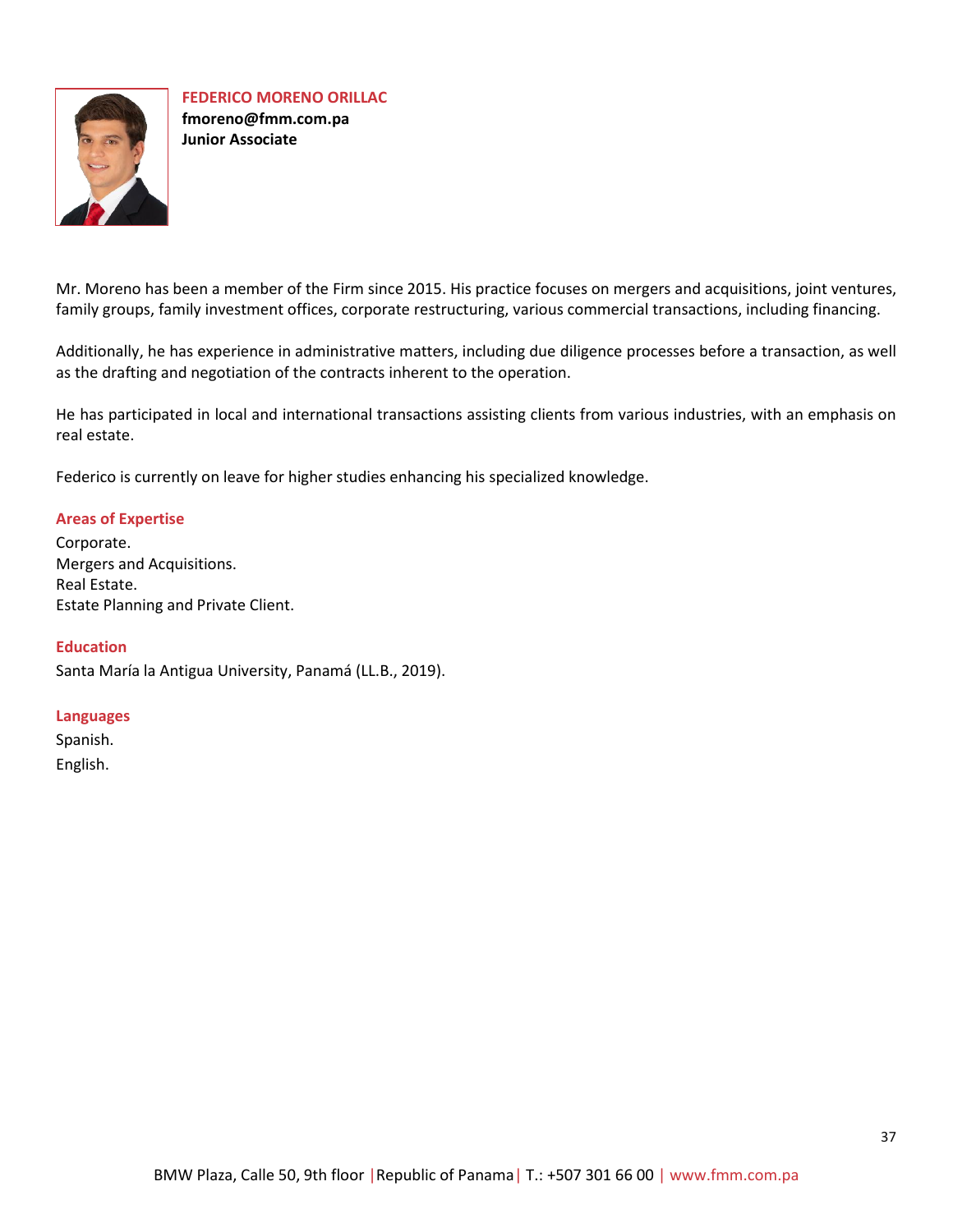## FEDERICO MORENO ORILLAC

**fmoreno@fmm.com.pa**

**Junior Associate**

Mr. Moreno has been a member of the Firm since 2015. His practice focuses on mergers and acquisitions, joint ventures, family groups, family investment offices, corporate restructuring, various commercial transactions, including financing.

Additionally, he has experience in administrative matters, including due diligence processes before a transaction, as well as the drafting and negotiation of the contracts inherent to the operation.

He has participated in local and international transactions assisting clients from various industries, with an emphasis on real estate.

Federico is currently on leave for higher studies enhancing his specialized knowledge.

### Areas of Expertise

Corporate.
Mergers and Acquisitions.
Real Estate.
Estate Planning and Private Client.

### Education

Santa María la Antigua University, Panamá (LL.B., 2019).

### Languages

Spanish.
English.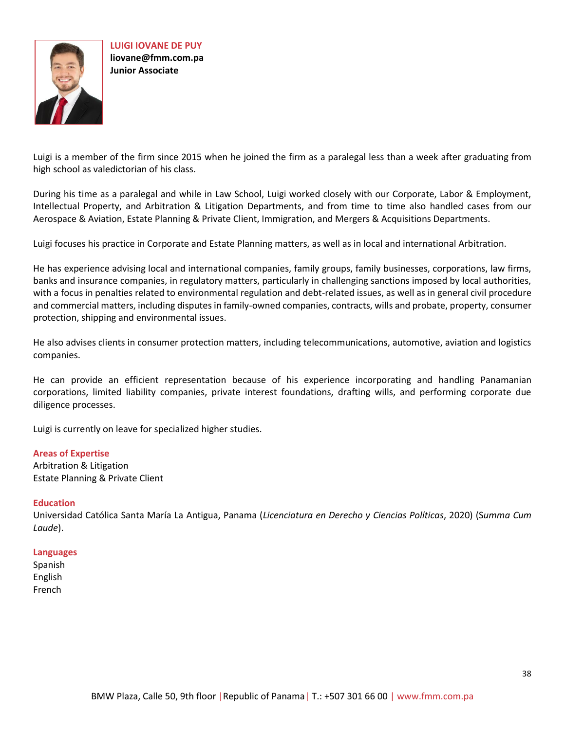## LUIGI IOVANE DE PUY

**liovane@fmm.com.pa**

**Junior Associate**

Luigi is a member of the firm since 2015 when he joined the firm as a paralegal less than a week after graduating from high school as valedictorian of his class.

During his time as a paralegal and while in Law School, Luigi worked closely with our Corporate, Labor & Employment, Intellectual Property, and Arbitration & Litigation Departments, and from time to time also handled cases from our Aerospace & Aviation, Estate Planning & Private Client, Immigration, and Mergers & Acquisitions Departments.

Luigi focuses his practice in Corporate and Estate Planning matters, as well as in local and international Arbitration.

He has experience advising local and international companies, family groups, family businesses, corporations, law firms, banks and insurance companies, in regulatory matters, particularly in challenging sanctions imposed by local authorities, with a focus in penalties related to environmental regulation and debt-related issues, as well as in general civil procedure and commercial matters, including disputes in family-owned companies, contracts, wills and probate, property, consumer protection, shipping and environmental issues.

He also advises clients in consumer protection matters, including telecommunications, automotive, aviation and logistics companies.

He can provide an efficient representation because of his experience incorporating and handling Panamanian corporations, limited liability companies, private interest foundations, drafting wills, and performing corporate due diligence processes.

Luigi is currently on leave for specialized higher studies.

### Areas of Expertise

Arbitration & Litigation
Estate Planning & Private Client

### Education

Universidad Católica Santa María La Antigua, Panama (*Licenciatura en Derecho y Ciencias Políticas*, 2020) (*Summa Cum Laude*).

### Languages

Spanish
English
French

BMW Plaza, Calle 50, 9th floor | Republic of Panama | T.: +507 301 66 00 | www.fmm.com.pa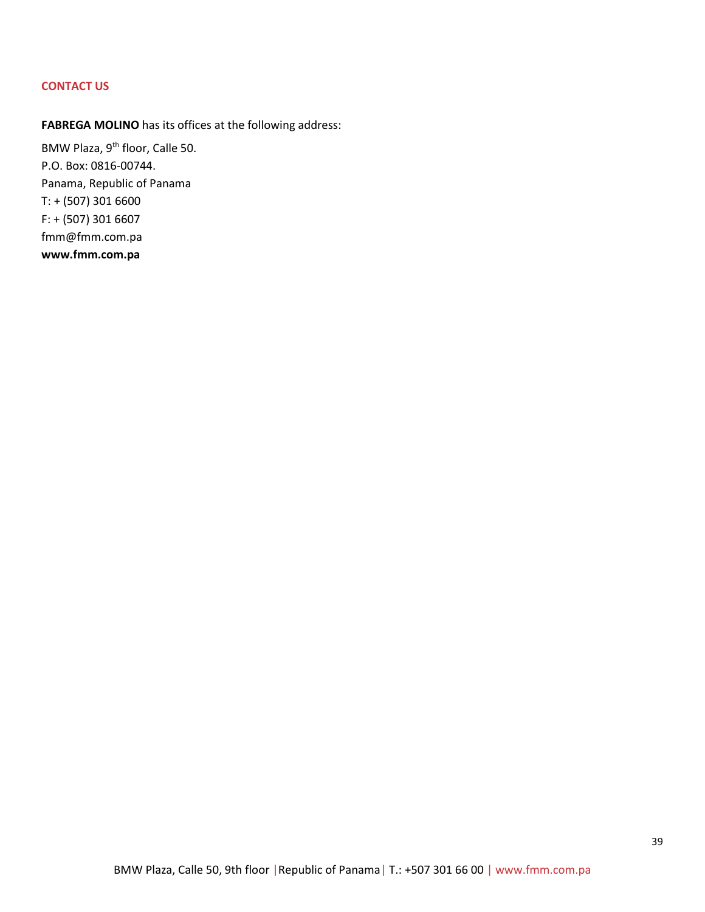## CONTACT US

**FABREGA MOLINO** has its offices at the following address:

BMW Plaza, 9th floor, Calle 50.
P.O. Box: 0816-00744.
Panama, Republic of Panama
T: + (507) 301 6600
F: + (507) 301 6607
fmm@fmm.com.pa
**www.fmm.com.pa**